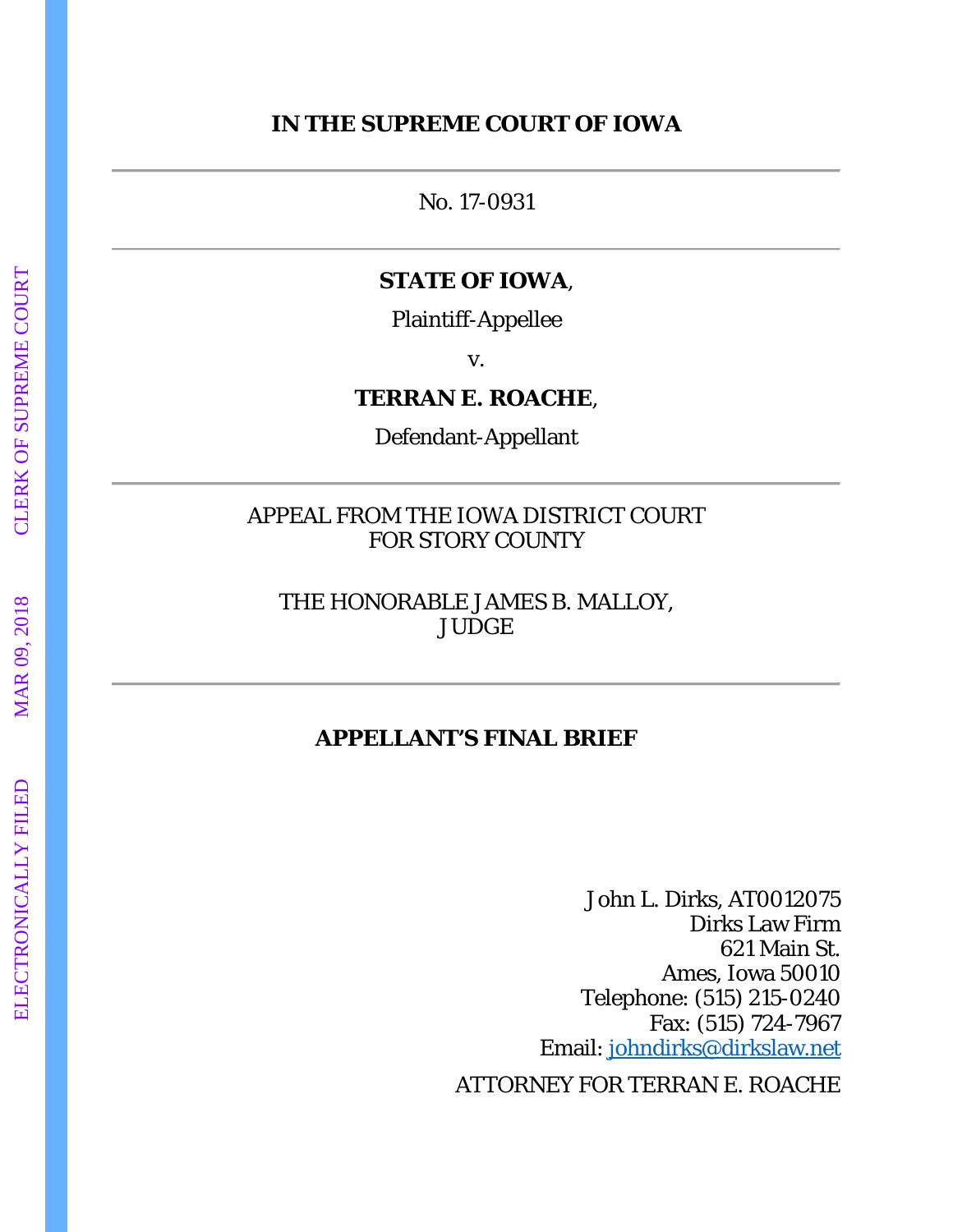**IN THE SUPREME COURT OF IOWA**

---

No. 17-0931

---

**STATE OF IOWA**,

Plaintiff-Appellee

v.

**TERRAN E. ROACHE**,

Defendant-Appellant

---

APPEAL FROM THE IOWA DISTRICT COURT
FOR STORY COUNTY

THE HONORABLE JAMES B. MALLOY,
JUDGE

---

**APPELLANT'S FINAL BRIEF**

John L. Dirks, AT0012075
Dirks Law Firm
621 Main St.
Ames, Iowa 50010
Telephone: (515) 215-0240
Fax: (515) 724-7967
Email: johndirks@dirkslaw.net

ATTORNEY FOR TERRAN E. ROACHE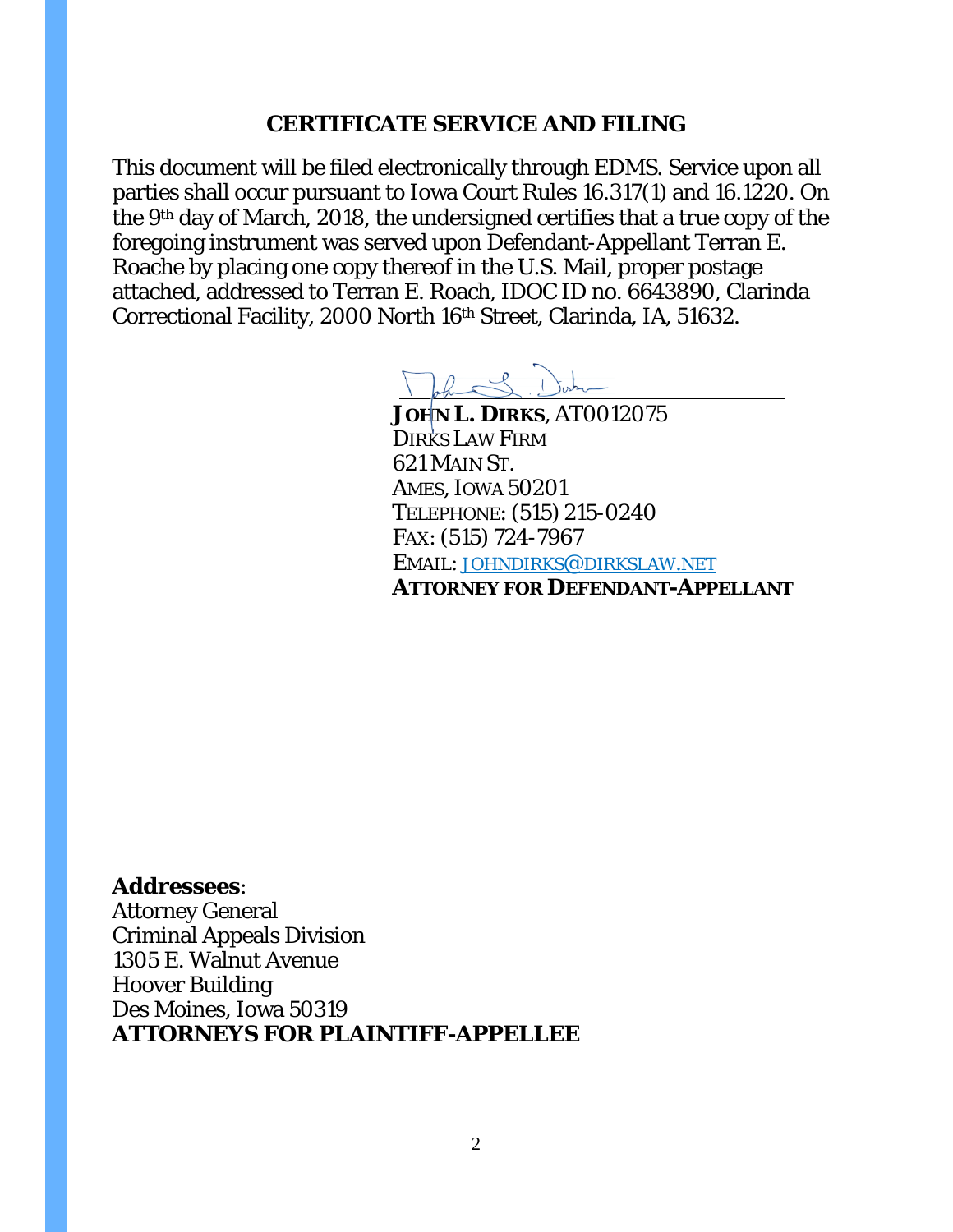## CERTIFICATE SERVICE AND FILING

This document will be filed electronically through EDMS. Service upon all parties shall occur pursuant to Iowa Court Rules 16.317(1) and 16.1220. On the 9th day of March, 2018, the undersigned certifies that a true copy of the foregoing instrument was served upon Defendant-Appellant Terran E. Roache by placing one copy thereof in the U.S. Mail, proper postage attached, addressed to Terran E. Roach, IDOC ID no. 6643890, Clarinda Correctional Facility, 2000 North 16th Street, Clarinda, IA, 51632.

**JOHN L. DIRKS**, AT0012075
DIRKS LAW FIRM
621 MAIN ST.
AMES, IOWA 50201
TELEPHONE: (515) 215-0240
FAX: (515) 724-7967
EMAIL: JOHNDIRKS@DIRKSLAW.NET
**ATTORNEY FOR DEFENDANT-APPELLANT**

**Addressees**:
Attorney General
Criminal Appeals Division
1305 E. Walnut Avenue
Hoover Building
Des Moines, Iowa 50319
**ATTORNEYS FOR PLAINTIFF-APPELLEE**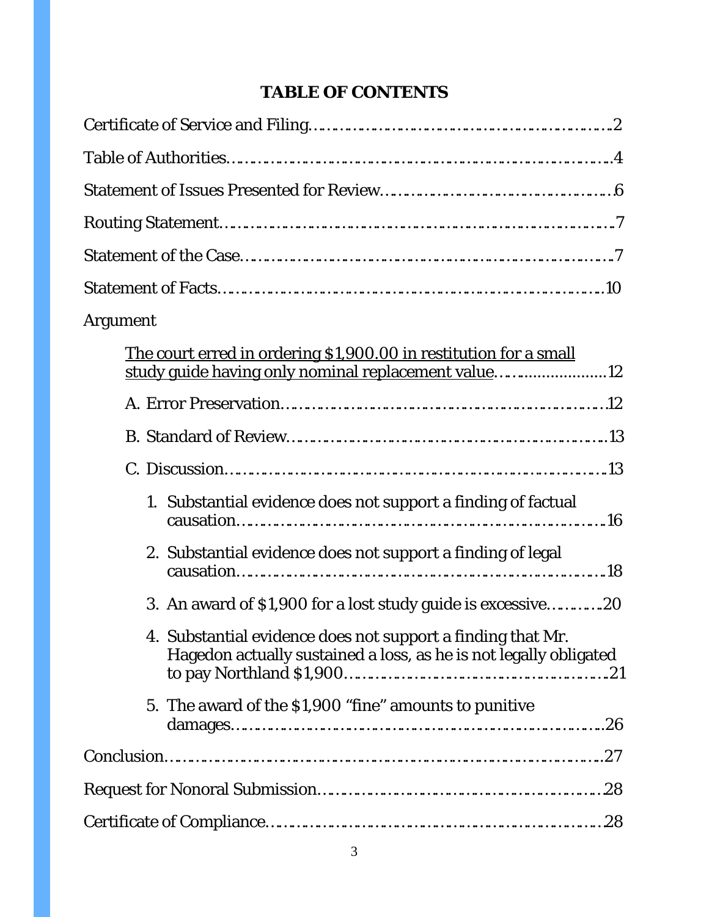# TABLE OF CONTENTS

Certificate of Service and Filing……………………………………………………2

Table of Authorities………………………………………………………………………4

Statement of Issues Presented for Review………………………………………6

Routing Statement………………………………………………………………………7

Statement of the Case…………………………………………………………………7

Statement of Facts……………………………………………………………………10

Argument

- The court erred in ordering $1,900.00 in restitution for a small study guide having only nominal replacement value……………………12
  - A. Error Preservation……………………………………………………………12
  - B. Standard of Review…………………………………………………………13
  - C. Discussion……………………………………………………………………13
    1. Substantial evidence does not support a finding of factual causation……………………………………………………………………16
    2. Substantial evidence does not support a finding of legal causation……………………………………………………………………18
    3. An award of $1,900 for a lost study guide is excessive…………20
    4. Substantial evidence does not support a finding that Mr. Hagedon actually sustained a loss, as he is not legally obligated to pay Northland $1,900……………………………………………………21
    5. The award of the $1,900 "fine" amounts to punitive damages…………………………………………………………………………26

Conclusion………………………………………………………………………………27

Request for Nonoral Submission……………………………………………………28

Certificate of Compliance……………………………………………………………28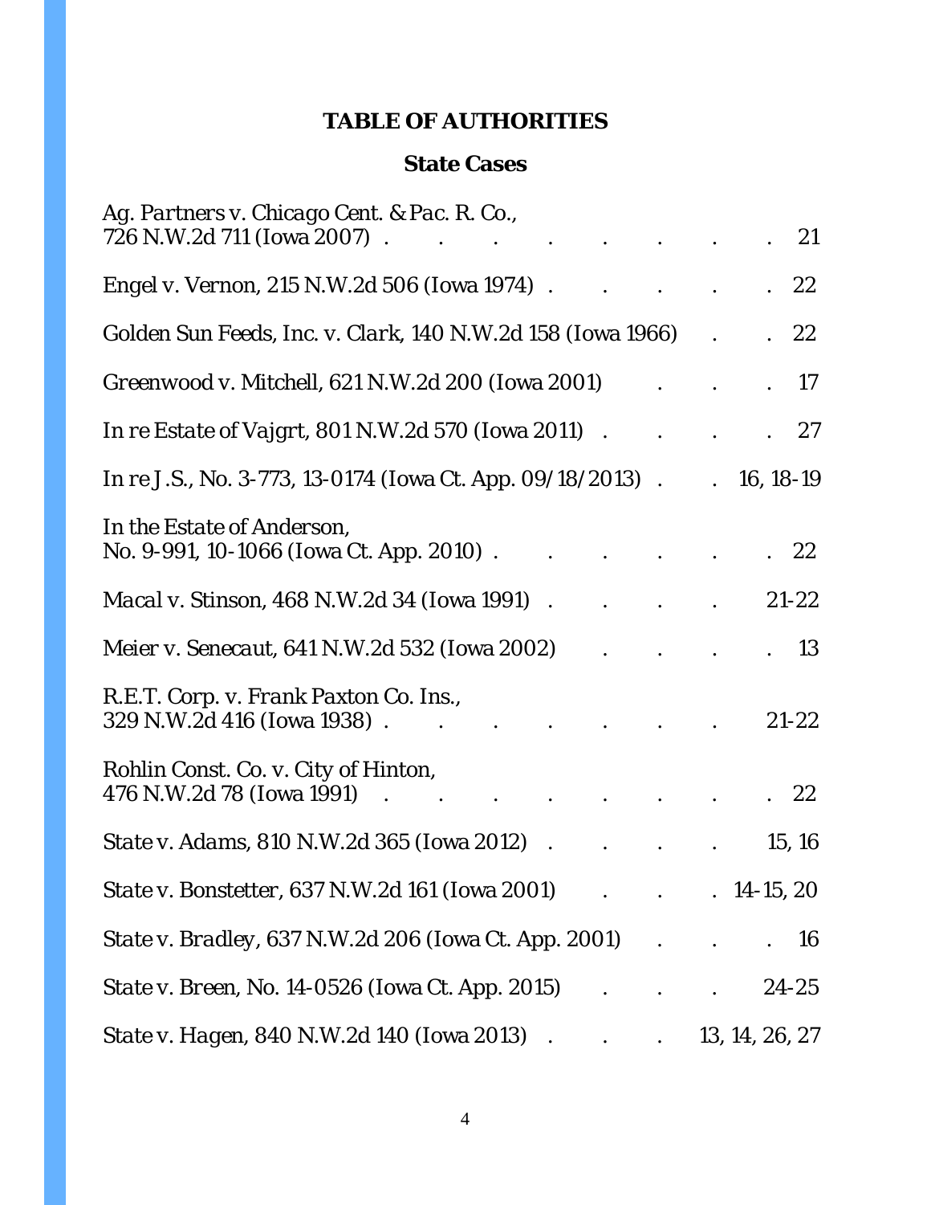## TABLE OF AUTHORITIES

### State Cases

*Ag. Partners v. Chicago Cent. & Pac. R. Co.*, 726 N.W.2d 711 (Iowa 2007) . . . . . . . . . 21

*Engel v. Vernon*, 215 N.W.2d 506 (Iowa 1974) . . . . . . 22

*Golden Sun Feeds, Inc. v. Clark*, 140 N.W.2d 158 (Iowa 1966) . . 22

*Greenwood v. Mitchell*, 621 N.W.2d 200 (Iowa 2001) . . . 17

*In re Estate of Vajgrt*, 801 N.W.2d 570 (Iowa 2011) . . . . 27

*In re J.S.*, No. 3-773, 13-0174 (Iowa Ct. App. 09/18/2013) . . 16, 18-19

*In the Estate of Anderson*, No. 9-991, 10-1066 (Iowa Ct. App. 2010) . . . . . . . 22

*Macal v. Stinson*, 468 N.W.2d 34 (Iowa 1991) . . . . . 21-22

*Meier v. Senecaut*, 641 N.W.2d 532 (Iowa 2002) . . . . . 13

*R.E.T. Corp. v. Frank Paxton Co. Ins.*, 329 N.W.2d 416 (Iowa 1938) . . . . . . . . 21-22

*Rohlin Const. Co. v. City of Hinton*, 476 N.W.2d 78 (Iowa 1991) . . . . . . . . . 22

*State v. Adams*, 810 N.W.2d 365 (Iowa 2012) . . . . . 15, 16

*State v. Bonstetter*, 637 N.W.2d 161 (Iowa 2001) . . . 14-15, 20

*State v. Bradley*, 637 N.W.2d 206 (Iowa Ct. App. 2001) . . . . 16

*State v. Breen*, No. 14-0526 (Iowa Ct. App. 2015) . . . . 24-25

*State v. Hagen*, 840 N.W.2d 140 (Iowa 2013) . . . 13, 14, 26, 27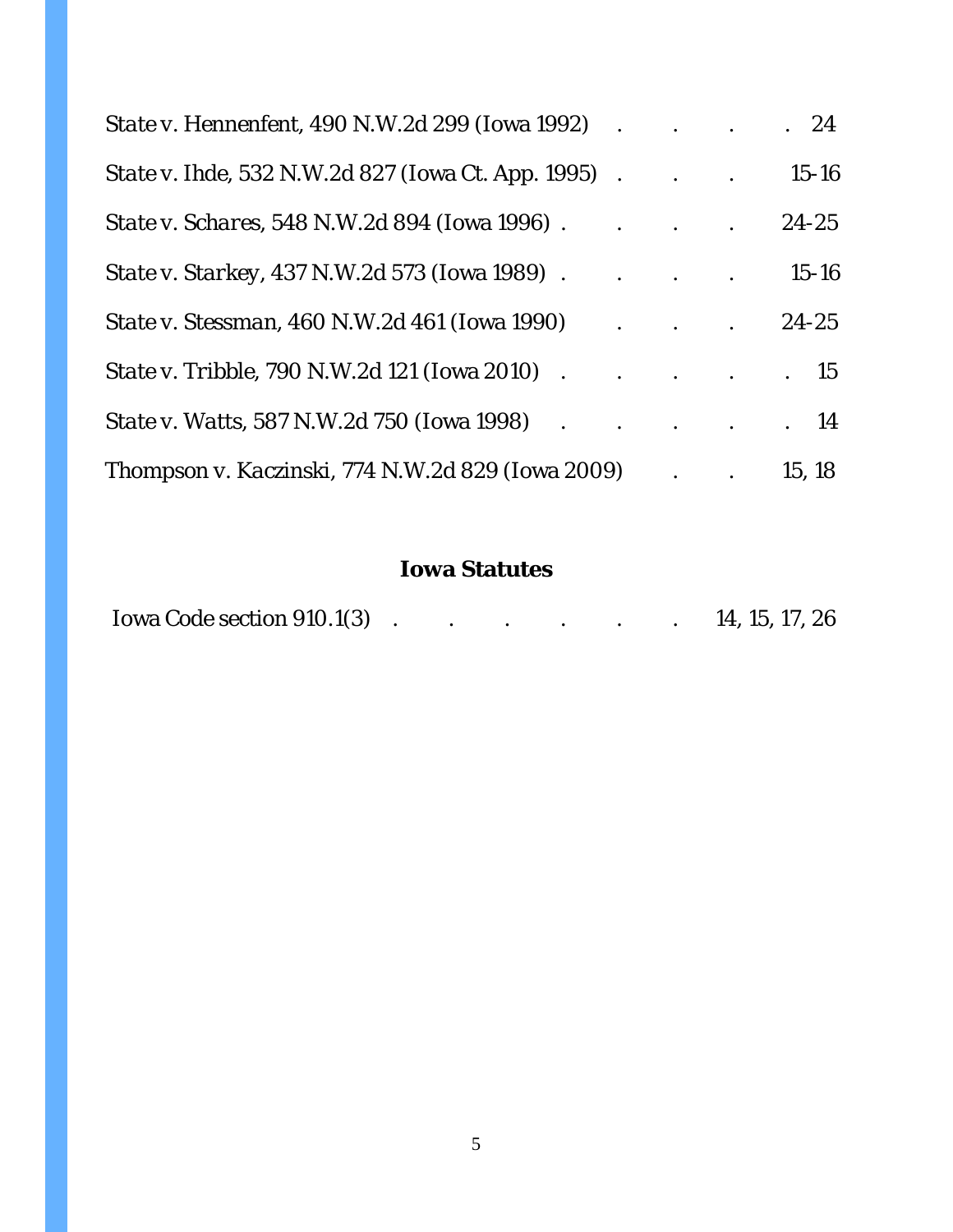*State v. Hennenfent*, 490 N.W.2d 299 (Iowa 1992) . . . . 24

*State v. Ihde*, 532 N.W.2d 827 (Iowa Ct. App. 1995) . . . 15-16

*State v. Schares*, 548 N.W.2d 894 (Iowa 1996) . . . . 24-25

*State v. Starkey*, 437 N.W.2d 573 (Iowa 1989) . . . . 15-16

*State v. Stessman*, 460 N.W.2d 461 (Iowa 1990) . . . 24-25

*State v. Tribble*, 790 N.W.2d 121 (Iowa 2010) . . . . . 15

*State v. Watts*, 587 N.W.2d 750 (Iowa 1998) . . . . . 14

*Thompson v. Kaczinski*, 774 N.W.2d 829 (Iowa 2009) . . 15, 18

### Iowa Statutes

Iowa Code section 910.1(3) . . . . . . 14, 15, 17, 26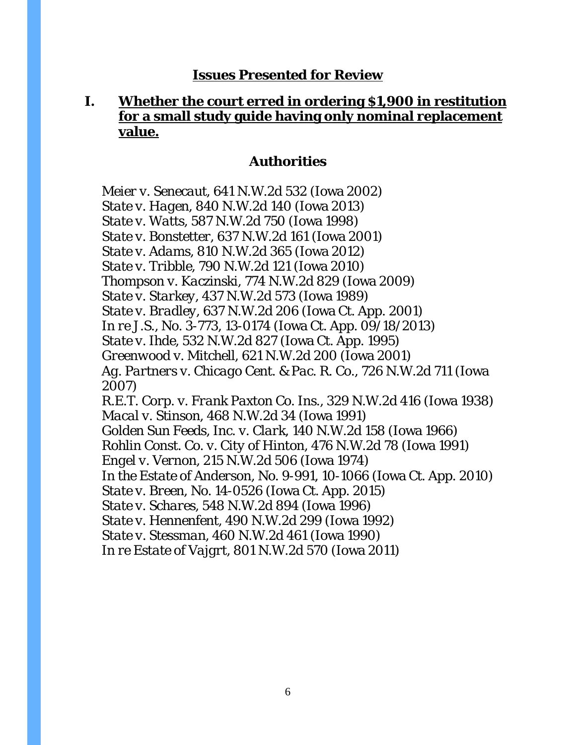## Issues Presented for Review

### I. Whether the court erred in ordering $1,900 in restitution for a small study guide having only nominal replacement value.

### Authorities

*Meier v. Senecaut*, 641 N.W.2d 532 (Iowa 2002)
*State v. Hagen*, 840 N.W.2d 140 (Iowa 2013)
*State v. Watts*, 587 N.W.2d 750 (Iowa 1998)
*State v. Bonstetter*, 637 N.W.2d 161 (Iowa 2001)
*State v. Adams*, 810 N.W.2d 365 (Iowa 2012)
*State v. Tribble*, 790 N.W.2d 121 (Iowa 2010)
*Thompson v. Kaczinski*, 774 N.W.2d 829 (Iowa 2009)
*State v. Starkey*, 437 N.W.2d 573 (Iowa 1989)
*State v. Bradley*, 637 N.W.2d 206 (Iowa Ct. App. 2001)
*In re J.S.*, No. 3-773, 13-0174 (Iowa Ct. App. 09/18/2013)
*State v. Ihde*, 532 N.W.2d 827 (Iowa Ct. App. 1995)
*Greenwood v. Mitchell*, 621 N.W.2d 200 (Iowa 2001)
*Ag. Partners v. Chicago Cent. & Pac. R. Co.*, 726 N.W.2d 711 (Iowa 2007)
*R.E.T. Corp. v. Frank Paxton Co. Ins.*, 329 N.W.2d 416 (Iowa 1938)
*Macal v. Stinson*, 468 N.W.2d 34 (Iowa 1991)
*Golden Sun Feeds, Inc. v. Clark*, 140 N.W.2d 158 (Iowa 1966)
*Rohlin Const. Co. v. City of Hinton*, 476 N.W.2d 78 (Iowa 1991)
*Engel v. Vernon*, 215 N.W.2d 506 (Iowa 1974)
*In the Estate of Anderson*, No. 9-991, 10-1066 (Iowa Ct. App. 2010)
*State v. Breen*, No. 14-0526 (Iowa Ct. App. 2015)
*State v. Schares*, 548 N.W.2d 894 (Iowa 1996)
*State v. Hennenfent*, 490 N.W.2d 299 (Iowa 1992)
*State v. Stessman*, 460 N.W.2d 461 (Iowa 1990)
*In re Estate of Vajgrt*, 801 N.W.2d 570 (Iowa 2011)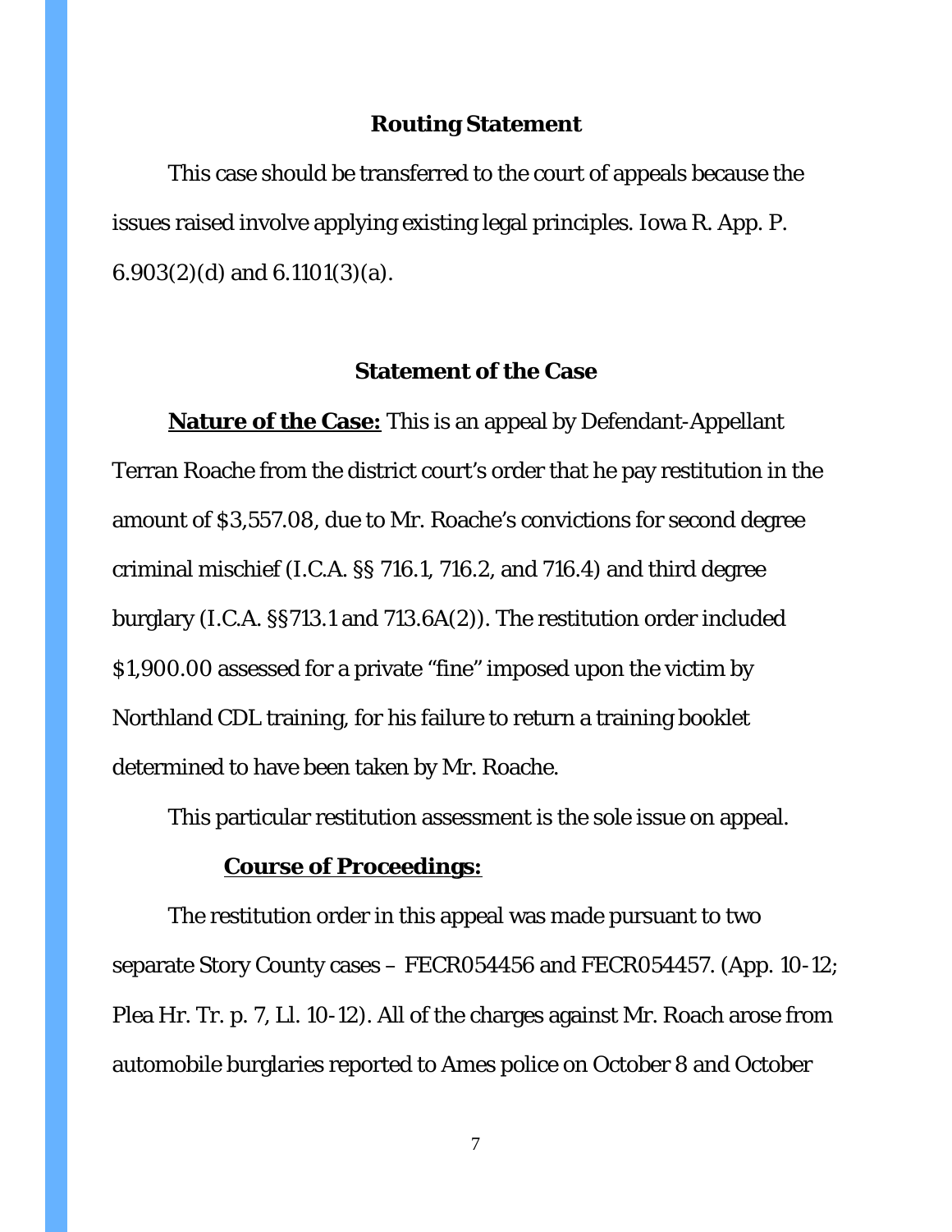## Routing Statement

This case should be transferred to the court of appeals because the issues raised involve applying existing legal principles. Iowa R. App. P. 6.903(2)(d) and 6.1101(3)(a).

## Statement of the Case

**<u>Nature of the Case:</u>** This is an appeal by Defendant-Appellant Terran Roache from the district court's order that he pay restitution in the amount of $3,557.08, due to Mr. Roache's convictions for second degree criminal mischief (I.C.A. §§ 716.1, 716.2, and 716.4) and third degree burglary (I.C.A. §§713.1 and 713.6A(2)). The restitution order included $1,900.00 assessed for a private "fine" imposed upon the victim by Northland CDL training, for his failure to return a training booklet determined to have been taken by Mr. Roache.

This particular restitution assessment is the sole issue on appeal.

**<u>Course of Proceedings:</u>**

The restitution order in this appeal was made pursuant to two separate Story County cases – FECR054456 and FECR054457. (App. 10-12; Plea Hr. Tr. p. 7, Ll. 10-12). All of the charges against Mr. Roach arose from automobile burglaries reported to Ames police on October 8 and October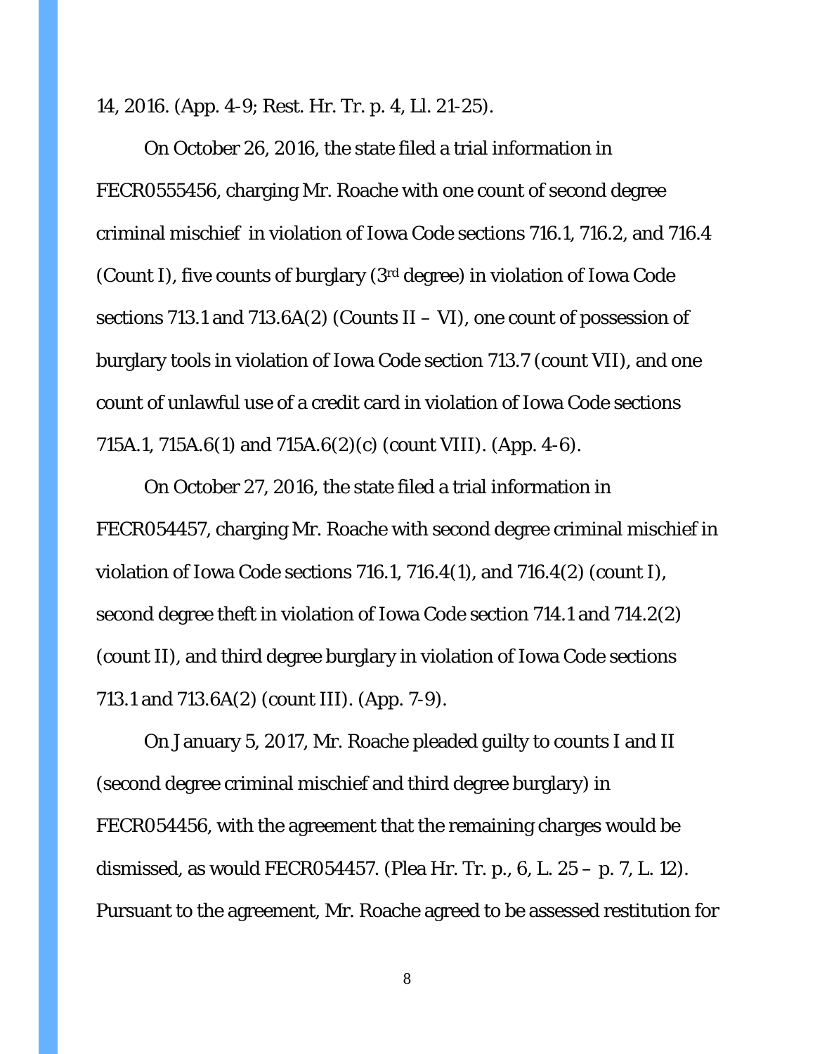14, 2016. (App. 4-9; Rest. Hr. Tr. p. 4, Ll. 21-25).

On October 26, 2016, the state filed a trial information in FECR0555456, charging Mr. Roache with one count of second degree criminal mischief  in violation of Iowa Code sections 716.1, 716.2, and 716.4 (Count I), five counts of burglary (3rd degree) in violation of Iowa Code sections 713.1 and 713.6A(2) (Counts II – VI), one count of possession of burglary tools in violation of Iowa Code section 713.7 (count VII), and one count of unlawful use of a credit card in violation of Iowa Code sections 715A.1, 715A.6(1) and 715A.6(2)(c) (count VIII). (App. 4-6).

On October 27, 2016, the state filed a trial information in FECR054457, charging Mr. Roache with second degree criminal mischief in violation of Iowa Code sections 716.1, 716.4(1), and 716.4(2) (count I), second degree theft in violation of Iowa Code section 714.1 and 714.2(2) (count II), and third degree burglary in violation of Iowa Code sections 713.1 and 713.6A(2) (count III). (App. 7-9).

On January 5, 2017, Mr. Roache pleaded guilty to counts I and II (second degree criminal mischief and third degree burglary) in FECR054456, with the agreement that the remaining charges would be dismissed, as would FECR054457. (Plea Hr. Tr. p., 6, L. 25 – p. 7, L. 12). Pursuant to the agreement, Mr. Roache agreed to be assessed restitution for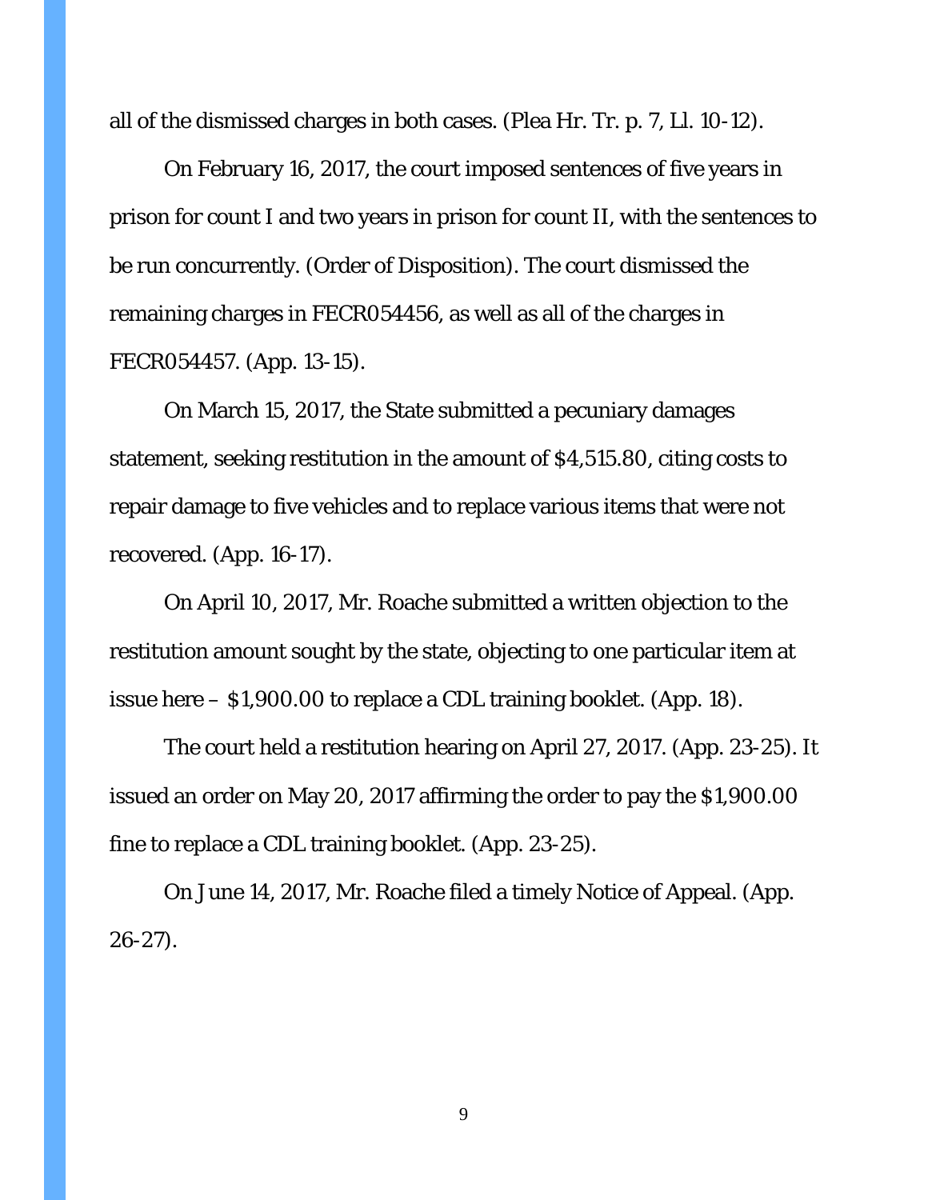all of the dismissed charges in both cases. (Plea Hr. Tr. p. 7, Ll. 10-12).

On February 16, 2017, the court imposed sentences of five years in prison for count I and two years in prison for count II, with the sentences to be run concurrently. (Order of Disposition). The court dismissed the remaining charges in FECR054456, as well as all of the charges in FECR054457. (App. 13-15).

On March 15, 2017, the State submitted a pecuniary damages statement, seeking restitution in the amount of $4,515.80, citing costs to repair damage to five vehicles and to replace various items that were not recovered. (App. 16-17).

On April 10, 2017, Mr. Roache submitted a written objection to the restitution amount sought by the state, objecting to one particular item at issue here – $1,900.00 to replace a CDL training booklet. (App. 18).

The court held a restitution hearing on April 27, 2017. (App. 23-25). It issued an order on May 20, 2017 affirming the order to pay the $1,900.00 fine to replace a CDL training booklet. (App. 23-25).

On June 14, 2017, Mr. Roache filed a timely Notice of Appeal. (App. 26-27).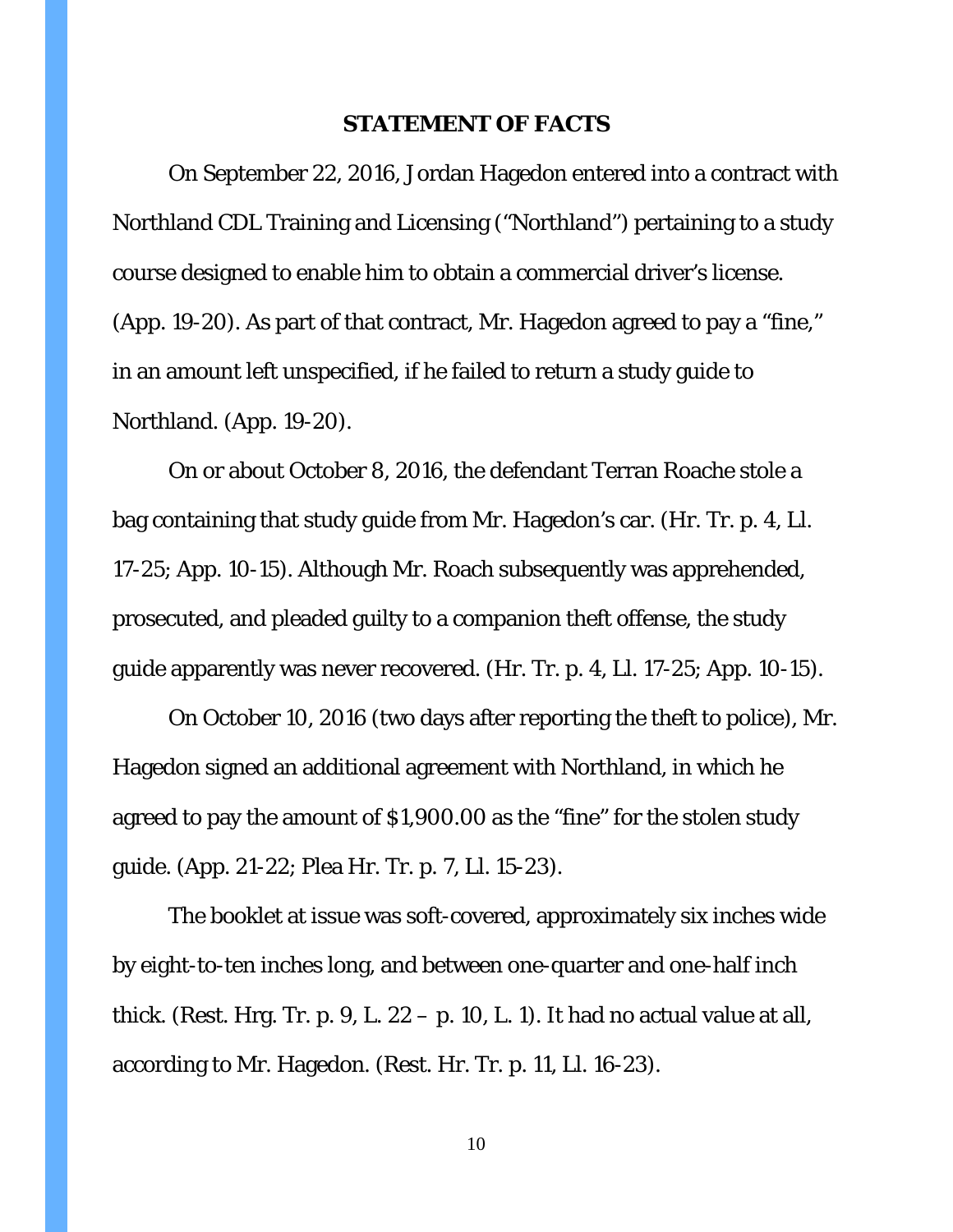## STATEMENT OF FACTS

On September 22, 2016, Jordan Hagedon entered into a contract with Northland CDL Training and Licensing ("Northland") pertaining to a study course designed to enable him to obtain a commercial driver's license. (App. 19-20). As part of that contract, Mr. Hagedon agreed to pay a "fine," in an amount left unspecified, if he failed to return a study guide to Northland. (App. 19-20).

On or about October 8, 2016, the defendant Terran Roache stole a bag containing that study guide from Mr. Hagedon's car. (Hr. Tr. p. 4, Ll. 17-25; App. 10-15). Although Mr. Roach subsequently was apprehended, prosecuted, and pleaded guilty to a companion theft offense, the study guide apparently was never recovered. (Hr. Tr. p. 4, Ll. 17-25; App. 10-15).

On October 10, 2016 (two days after reporting the theft to police), Mr. Hagedon signed an additional agreement with Northland, in which he agreed to pay the amount of $1,900.00 as the "fine" for the stolen study guide. (App. 21-22; Plea Hr. Tr. p. 7, Ll. 15-23).

The booklet at issue was soft-covered, approximately six inches wide by eight-to-ten inches long, and between one-quarter and one-half inch thick. (Rest. Hrg. Tr. p. 9, L. 22 – p. 10, L. 1). It had no actual value at all, according to Mr. Hagedon. (Rest. Hr. Tr. p. 11, Ll. 16-23).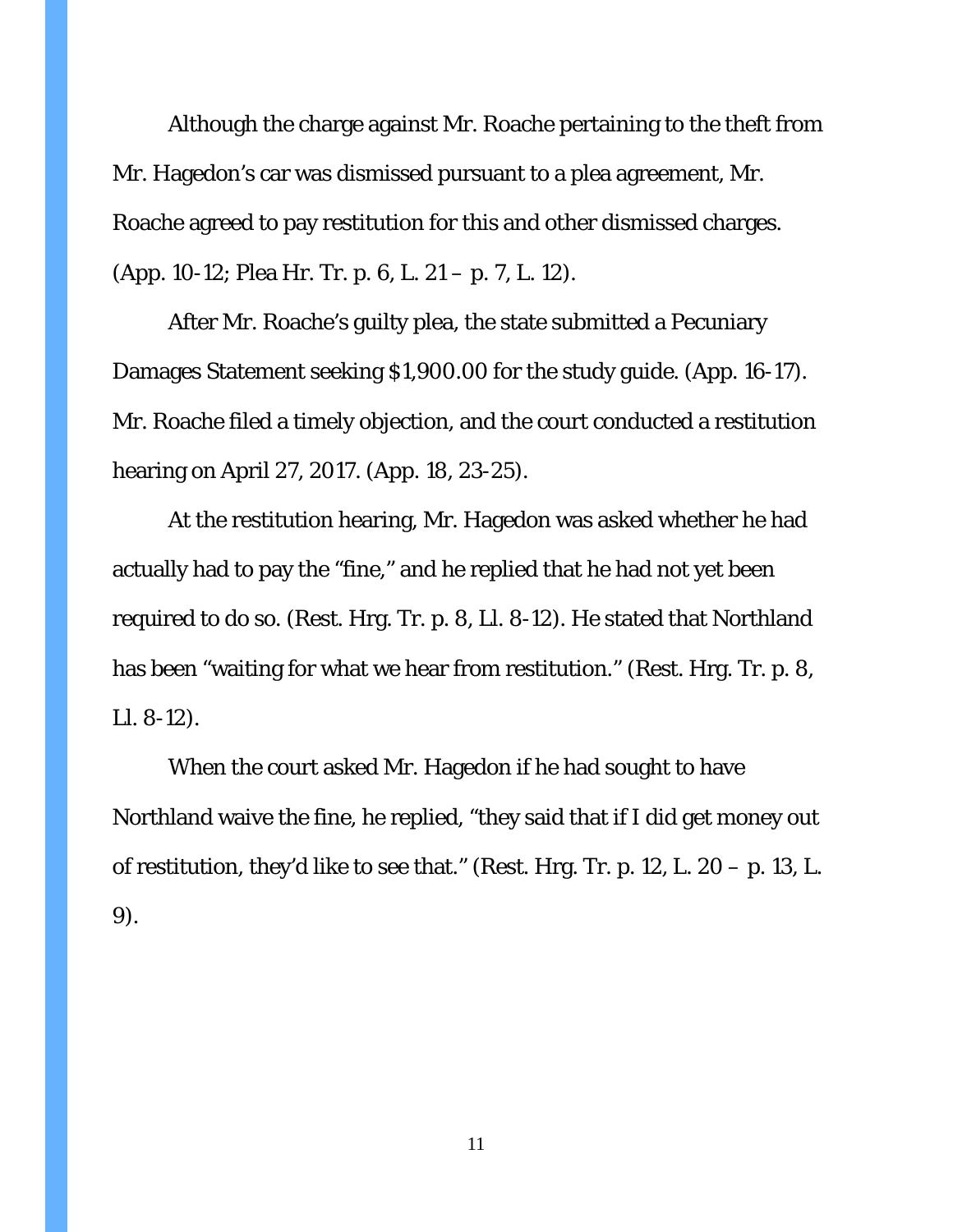Although the charge against Mr. Roache pertaining to the theft from Mr. Hagedon's car was dismissed pursuant to a plea agreement, Mr. Roache agreed to pay restitution for this and other dismissed charges. (App. 10-12; Plea Hr. Tr. p. 6, L. 21 – p. 7, L. 12).

After Mr. Roache's guilty plea, the state submitted a Pecuniary Damages Statement seeking $1,900.00 for the study guide. (App. 16-17). Mr. Roache filed a timely objection, and the court conducted a restitution hearing on April 27, 2017. (App. 18, 23-25).

At the restitution hearing, Mr. Hagedon was asked whether he had actually had to pay the "fine," and he replied that he had not yet been required to do so. (Rest. Hrg. Tr. p. 8, Ll. 8-12). He stated that Northland has been "waiting for what we hear from restitution." (Rest. Hrg. Tr. p. 8, Ll. 8-12).

When the court asked Mr. Hagedon if he had sought to have Northland waive the fine, he replied, "they said that if I did get money out of restitution, they'd like to see that." (Rest. Hrg. Tr. p. 12, L. 20 – p. 13, L. 9).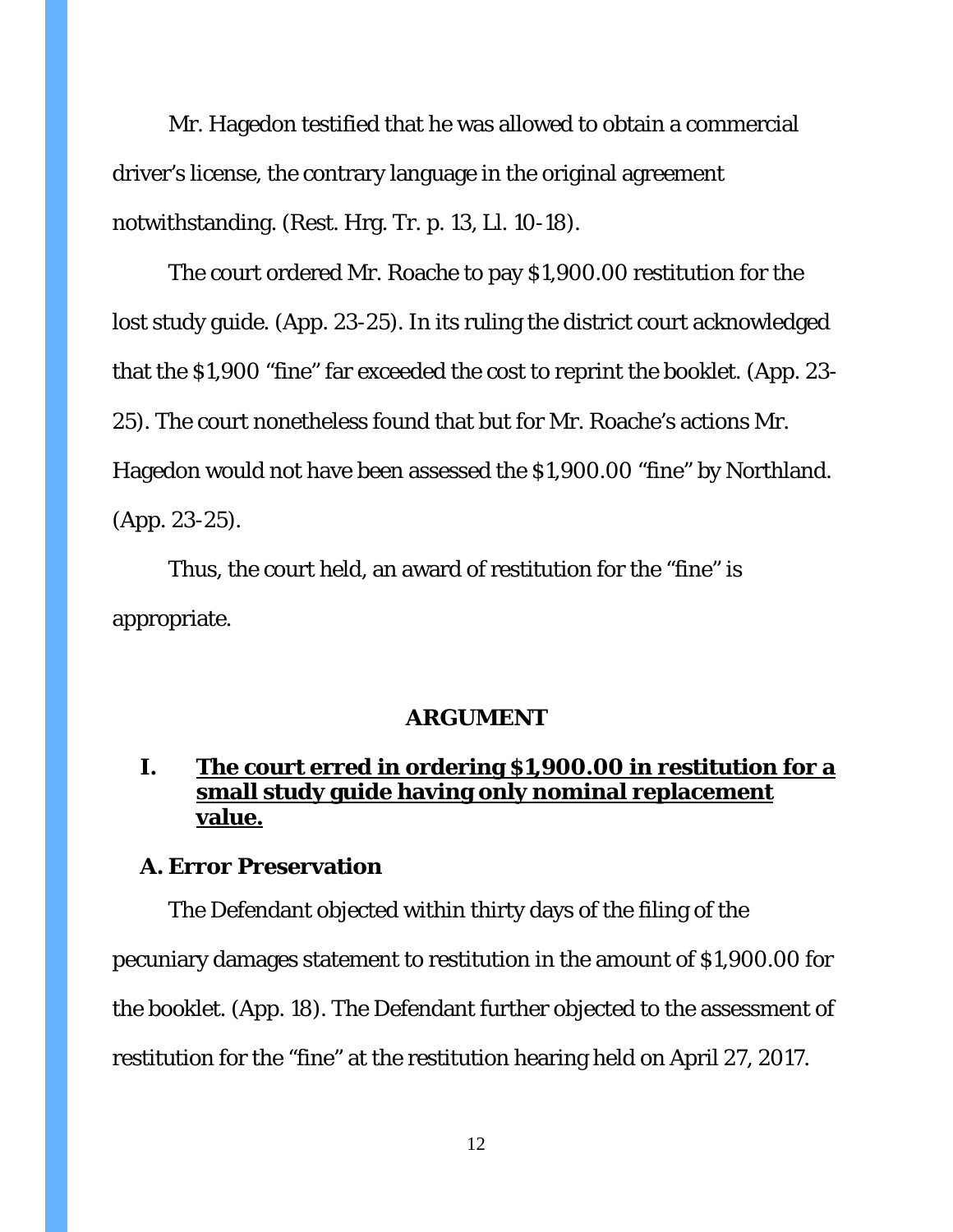Mr. Hagedon testified that he was allowed to obtain a commercial driver's license, the contrary language in the original agreement notwithstanding. (Rest. Hrg. Tr. p. 13, Ll. 10-18).

The court ordered Mr. Roache to pay $1,900.00 restitution for the lost study guide. (App. 23-25). In its ruling the district court acknowledged that the $1,900 "fine" far exceeded the cost to reprint the booklet. (App. 23-25). The court nonetheless found that but for Mr. Roache's actions Mr. Hagedon would not have been assessed the $1,900.00 "fine" by Northland. (App. 23-25).

Thus, the court held, an award of restitution for the "fine" is appropriate.

## ARGUMENT

### I. <u>The court erred in ordering $1,900.00 in restitution for a small study guide having only nominal replacement value.</u>

#### A. Error Preservation

The Defendant objected within thirty days of the filing of the pecuniary damages statement to restitution in the amount of $1,900.00 for the booklet. (App. 18). The Defendant further objected to the assessment of restitution for the "fine" at the restitution hearing held on April 27, 2017.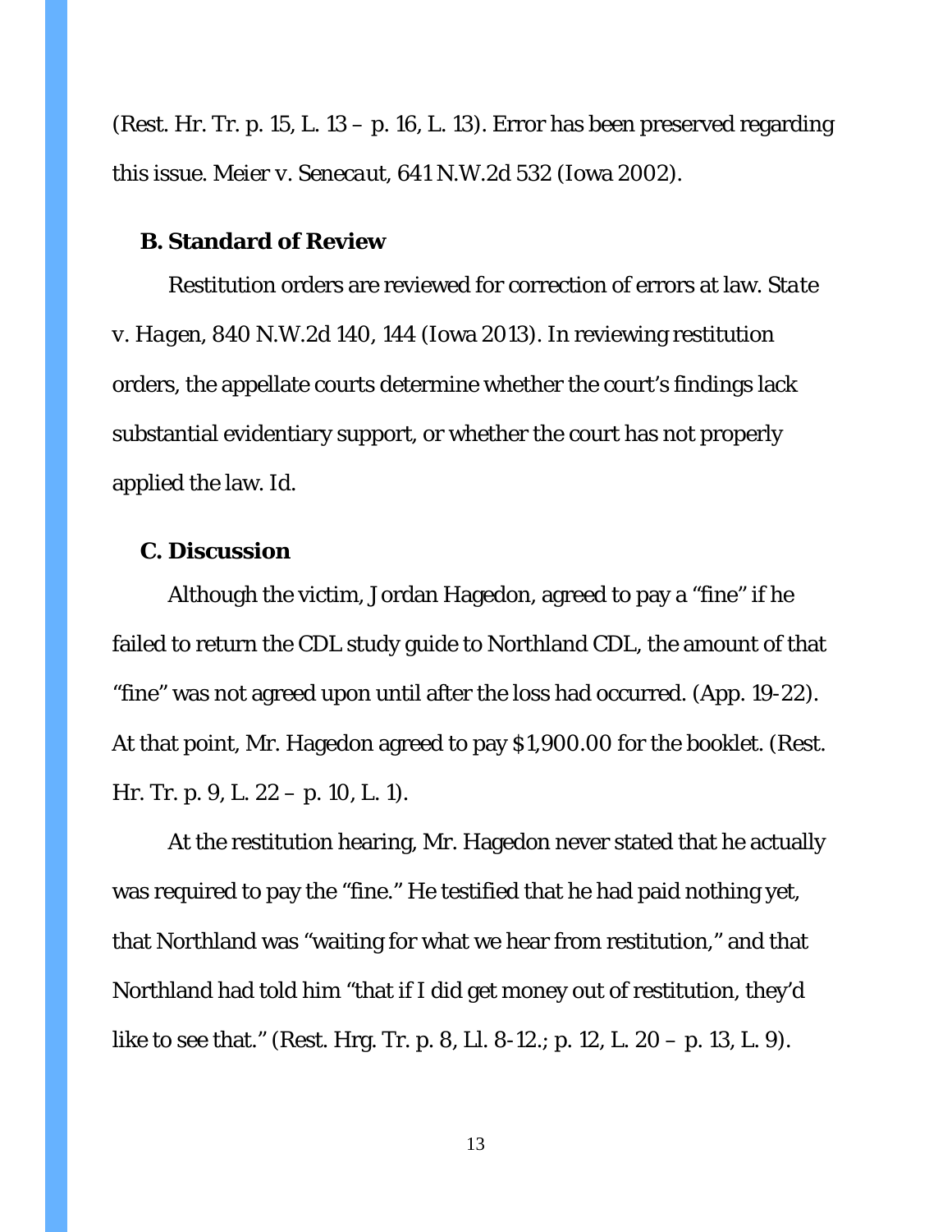(Rest. Hr. Tr. p. 15, L. 13 – p. 16, L. 13). Error has been preserved regarding this issue. *Meier v. Senecaut*, 641 N.W.2d 532 (Iowa 2002).

### B. Standard of Review

Restitution orders are reviewed for correction of errors at law. *State v. Hagen*, 840 N.W.2d 140, 144 (Iowa 2013). In reviewing restitution orders, the appellate courts determine whether the court's findings lack substantial evidentiary support, or whether the court has not properly applied the law. *Id.*

### C. Discussion

Although the victim, Jordan Hagedon, agreed to pay a "fine" if he failed to return the CDL study guide to Northland CDL, the amount of that "fine" was not agreed upon until after the loss had occurred. (App. 19-22). At that point, Mr. Hagedon agreed to pay $1,900.00 for the booklet. (Rest. Hr. Tr. p. 9, L. 22 – p. 10, L. 1).

At the restitution hearing, Mr. Hagedon never stated that he actually was required to pay the "fine." He testified that he had paid nothing yet, that Northland was "waiting for what we hear from restitution," and that Northland had told him "that if I did get money out of restitution, they'd like to see that." (Rest. Hrg. Tr. p. 8, Ll. 8-12.; p. 12, L. 20 – p. 13, L. 9).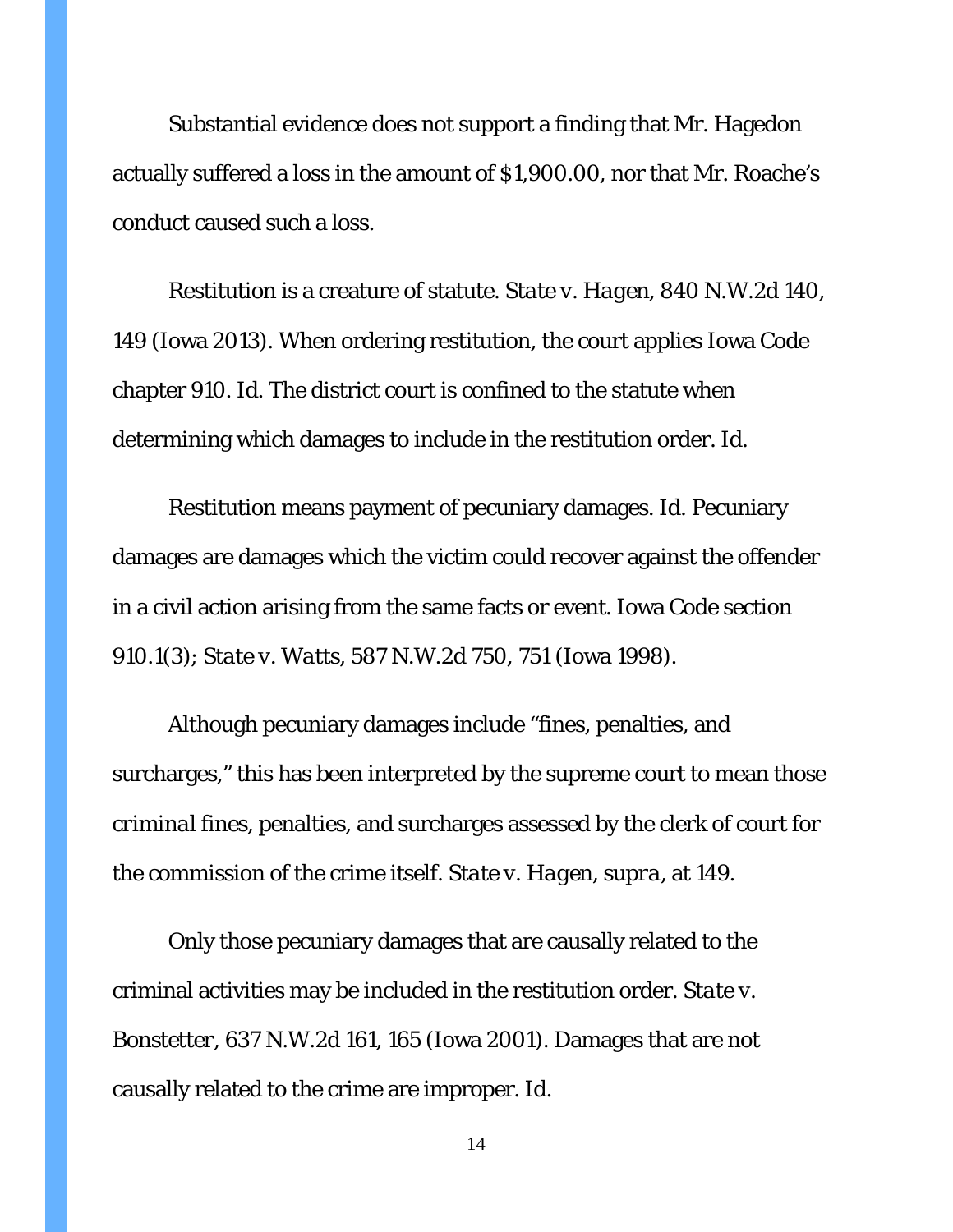Substantial evidence does not support a finding that Mr. Hagedon actually suffered a loss in the amount of $1,900.00, nor that Mr. Roache's conduct caused such a loss.

Restitution is a creature of statute. *State v. Hagen*, 840 N.W.2d 140, 149 (Iowa 2013). When ordering restitution, the court applies Iowa Code chapter 910. *Id.* The district court is confined to the statute when determining which damages to include in the restitution order. *Id.*

Restitution means payment of pecuniary damages. *Id.* Pecuniary damages are damages which the victim could recover against the offender in a civil action arising from the same facts or event. Iowa Code section 910.1(3); *State v. Watts*, 587 N.W.2d 750, 751 (Iowa 1998).

Although pecuniary damages include "fines, penalties, and surcharges," this has been interpreted by the supreme court to mean those *criminal* fines, penalties, and surcharges assessed by the clerk of court for the commission of the crime itself. *State v. Hagen*, *supra*, at 149.

Only those pecuniary damages that are causally related to the criminal activities may be included in the restitution order. *State v. Bonstetter*, 637 N.W.2d 161, 165 (Iowa 2001). Damages that are not causally related to the crime are improper. *Id.*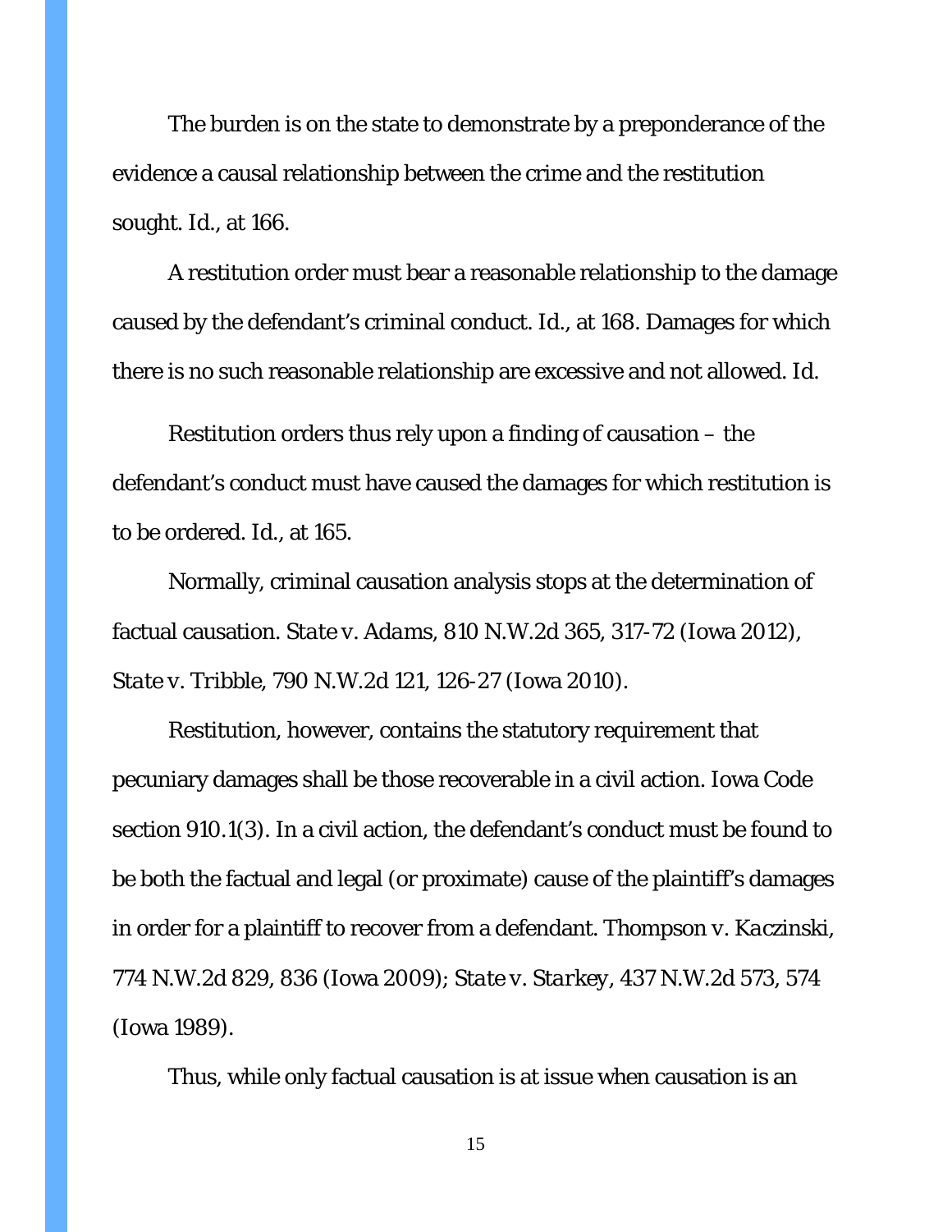The burden is on the state to demonstrate by a preponderance of the evidence a causal relationship between the crime and the restitution sought. *Id.*, at 166.

A restitution order must bear a reasonable relationship to the damage caused by the defendant's criminal conduct. *Id.*, at 168. Damages for which there is no such reasonable relationship are excessive and not allowed. *Id.*

Restitution orders thus rely upon a finding of causation – the defendant's conduct must have caused the damages for which restitution is to be ordered. *Id.*, at 165.

Normally, criminal causation analysis stops at the determination of factual causation. *State v. Adams*, 810 N.W.2d 365, 317-72 (Iowa 2012), *State v. Tribble*, 790 N.W.2d 121, 126-27 (Iowa 2010).

Restitution, however, contains the statutory requirement that pecuniary damages shall be those recoverable in a civil action. Iowa Code section 910.1(3). In a civil action, the defendant's conduct must be found to be both the factual and legal (or proximate) cause of the plaintiff's damages in order for a plaintiff to recover from a defendant. *Thompson v. Kaczinski*, 774 N.W.2d 829, 836 (Iowa 2009); *State v. Starkey*, 437 N.W.2d 573, 574 (Iowa 1989).

Thus, while only factual causation is at issue when causation is an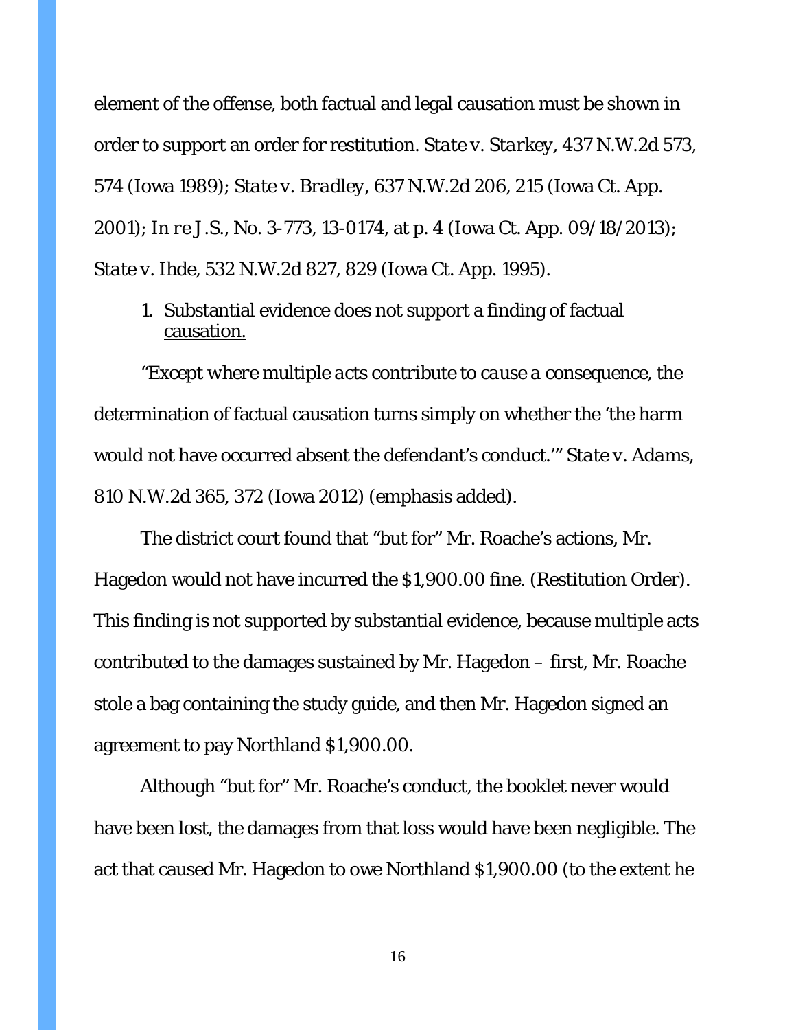element of the offense, both factual and legal causation must be shown in order to support an order for restitution. *State v. Starkey*, 437 N.W.2d 573, 574 (Iowa 1989); *State v. Bradley*, 637 N.W.2d 206, 215 (Iowa Ct. App. 2001); *In re J.S.*, No. 3-773, 13-0174, at p. 4 (Iowa Ct. App. 09/18/2013); *State v. Ihde*, 532 N.W.2d 827, 829 (Iowa Ct. App. 1995).

1. <u>Substantial evidence does not support a finding of factual causation.</u>

"*Except where multiple acts contribute to cause a consequence*, the determination of factual causation turns simply on whether the 'the harm would not have occurred absent the defendant's conduct.'" *State v. Adams*, 810 N.W.2d 365, 372 (Iowa 2012) (emphasis added).

The district court found that "but for" Mr. Roache's actions, Mr. Hagedon would not have incurred the $1,900.00 fine. (Restitution Order). This finding is not supported by substantial evidence, because multiple acts contributed to the damages sustained by Mr. Hagedon – first, Mr. Roache stole a bag containing the study guide, and then Mr. Hagedon signed an agreement to pay Northland $1,900.00.

Although "but for" Mr. Roache's conduct, the booklet never would have been lost, the damages from that loss would have been negligible. The act that caused Mr. Hagedon to owe Northland $1,900.00 (to the extent he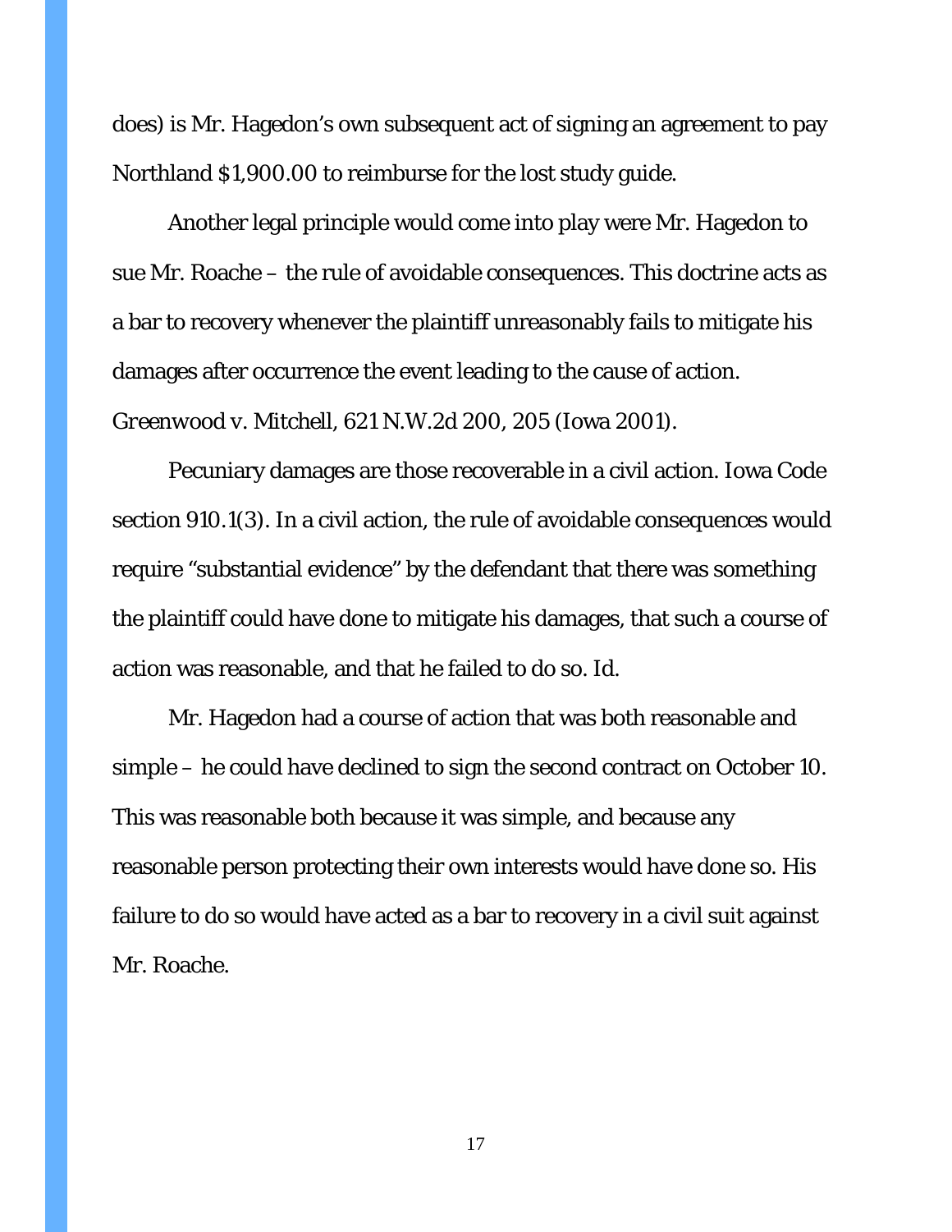does) is Mr. Hagedon's own subsequent act of signing an agreement to pay Northland $1,900.00 to reimburse for the lost study guide.

Another legal principle would come into play were Mr. Hagedon to sue Mr. Roache – the rule of avoidable consequences. This doctrine acts as a bar to recovery whenever the plaintiff unreasonably fails to mitigate his damages after occurrence the event leading to the cause of action. Greenwood v. Mitchell, 621 N.W.2d 200, 205 (Iowa 2001).

Pecuniary damages are those recoverable in a civil action. Iowa Code section 910.1(3). In a civil action, the rule of avoidable consequences would require "substantial evidence" by the defendant that there was something the plaintiff could have done to mitigate his damages, that such a course of action was reasonable, and that he failed to do so. Id.

Mr. Hagedon had a course of action that was both reasonable and simple – he could have declined to sign the second contract on October 10. This was reasonable both because it was simple, and because any reasonable person protecting their own interests would have done so. His failure to do so would have acted as a bar to recovery in a civil suit against Mr. Roache.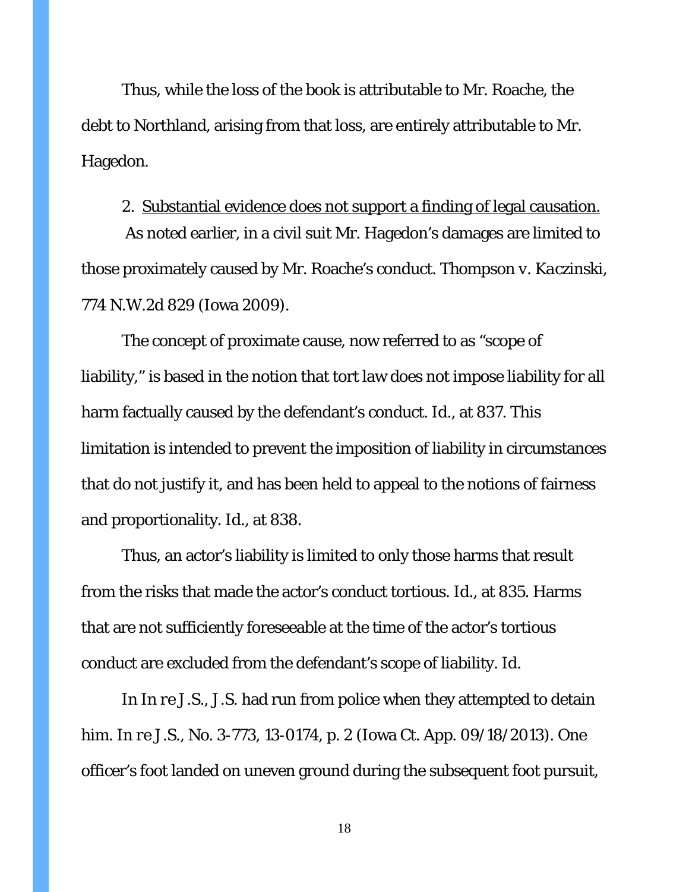Thus, while the loss of the book is attributable to Mr. Roache, the debt to Northland, arising from that loss, are entirely attributable to Mr. Hagedon.

2. <u>Substantial evidence does not support a finding of legal causation.</u>

As noted earlier, in a civil suit Mr. Hagedon's damages are limited to those proximately caused by Mr. Roache's conduct. *Thompson v. Kaczinski*, 774 N.W.2d 829 (Iowa 2009).

The concept of proximate cause, now referred to as "scope of liability," is based in the notion that tort law does not impose liability for all harm factually caused by the defendant's conduct. *Id.*, at 837. This limitation is intended to prevent the imposition of liability in circumstances that do not justify it, and has been held to appeal to the notions of fairness and proportionality. *Id.*, at 838.

Thus, an actor's liability is limited to only those harms that result from the risks that made the actor's conduct tortious. *Id.*, at 835. Harms that are not sufficiently foreseeable at the time of the actor's tortious conduct are excluded from the defendant's scope of liability. *Id.*

In *In re J.S.*, J.S. had run from police when they attempted to detain him. *In re J.S.*, No. 3-773, 13-0174, p. 2 (Iowa Ct. App. 09/18/2013). One officer's foot landed on uneven ground during the subsequent foot pursuit,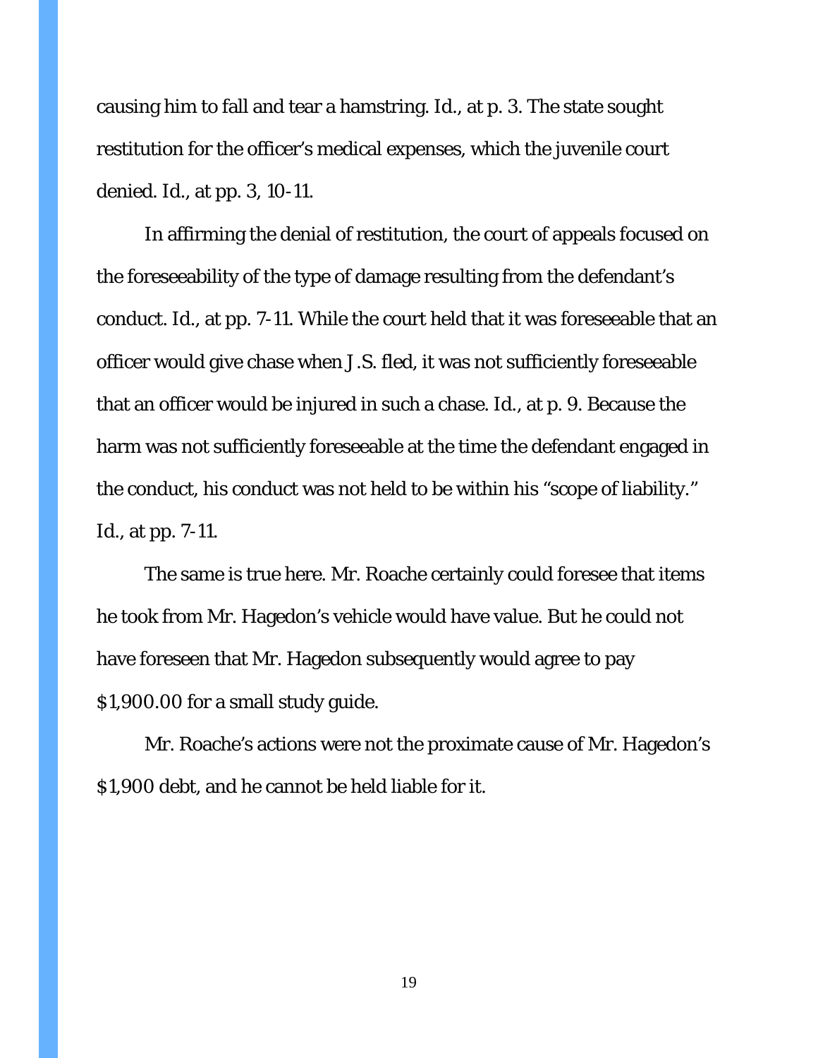causing him to fall and tear a hamstring. Id., at p. 3. The state sought restitution for the officer's medical expenses, which the juvenile court denied. Id., at pp. 3, 10-11.

In affirming the denial of restitution, the court of appeals focused on the foreseeability of the type of damage resulting from the defendant's conduct. Id., at pp. 7-11. While the court held that it was foreseeable that an officer would give chase when J.S. fled, it was not sufficiently foreseeable that an officer would be injured in such a chase. Id., at p. 9. Because the harm was not sufficiently foreseeable at the time the defendant engaged in the conduct, his conduct was not held to be within his "scope of liability." Id., at pp. 7-11.

The same is true here. Mr. Roache certainly could foresee that items he took from Mr. Hagedon's vehicle would have value. But he could not have foreseen that Mr. Hagedon subsequently would agree to pay $1,900.00 for a small study guide.

Mr. Roache's actions were not the proximate cause of Mr. Hagedon's $1,900 debt, and he cannot be held liable for it.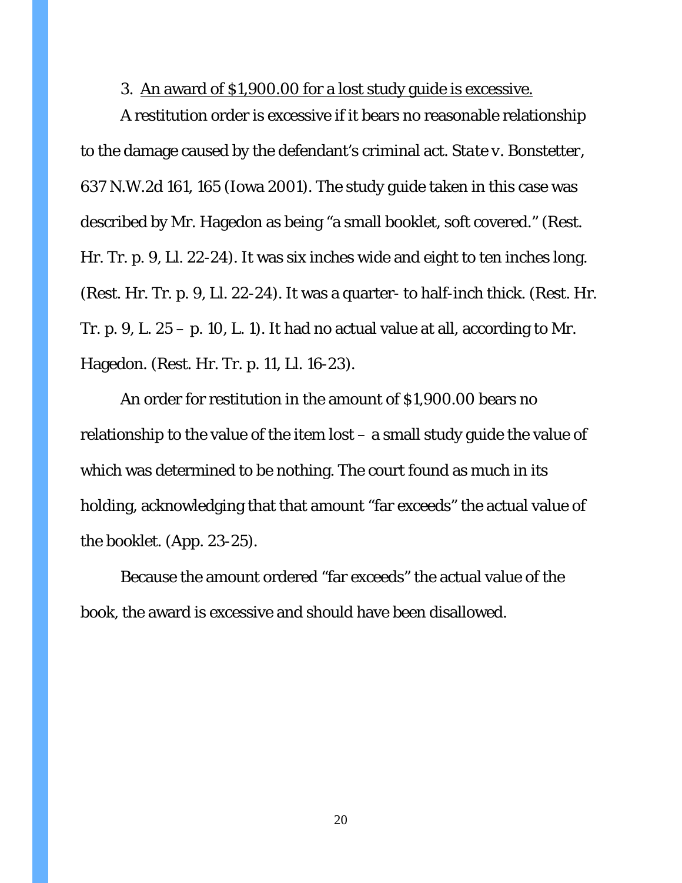3. <u>An award of $1,900.00 for a lost study guide is excessive.</u>

A restitution order is excessive if it bears no reasonable relationship to the damage caused by the defendant's criminal act. *State v. Bonstetter*, 637 N.W.2d 161, 165 (Iowa 2001). The study guide taken in this case was described by Mr. Hagedon as being "a small booklet, soft covered." (Rest. Hr. Tr. p. 9, Ll. 22-24). It was six inches wide and eight to ten inches long. (Rest. Hr. Tr. p. 9, Ll. 22-24). It was a quarter- to half-inch thick. (Rest. Hr. Tr. p. 9, L. 25 – p. 10, L. 1). It had no actual value at all, according to Mr. Hagedon. (Rest. Hr. Tr. p. 11, Ll. 16-23).

An order for restitution in the amount of $1,900.00 bears no relationship to the value of the item lost – a small study guide the value of which was determined to be nothing. The court found as much in its holding, acknowledging that that amount "far exceeds" the actual value of the booklet. (App. 23-25).

Because the amount ordered "far exceeds" the actual value of the book, the award is excessive and should have been disallowed.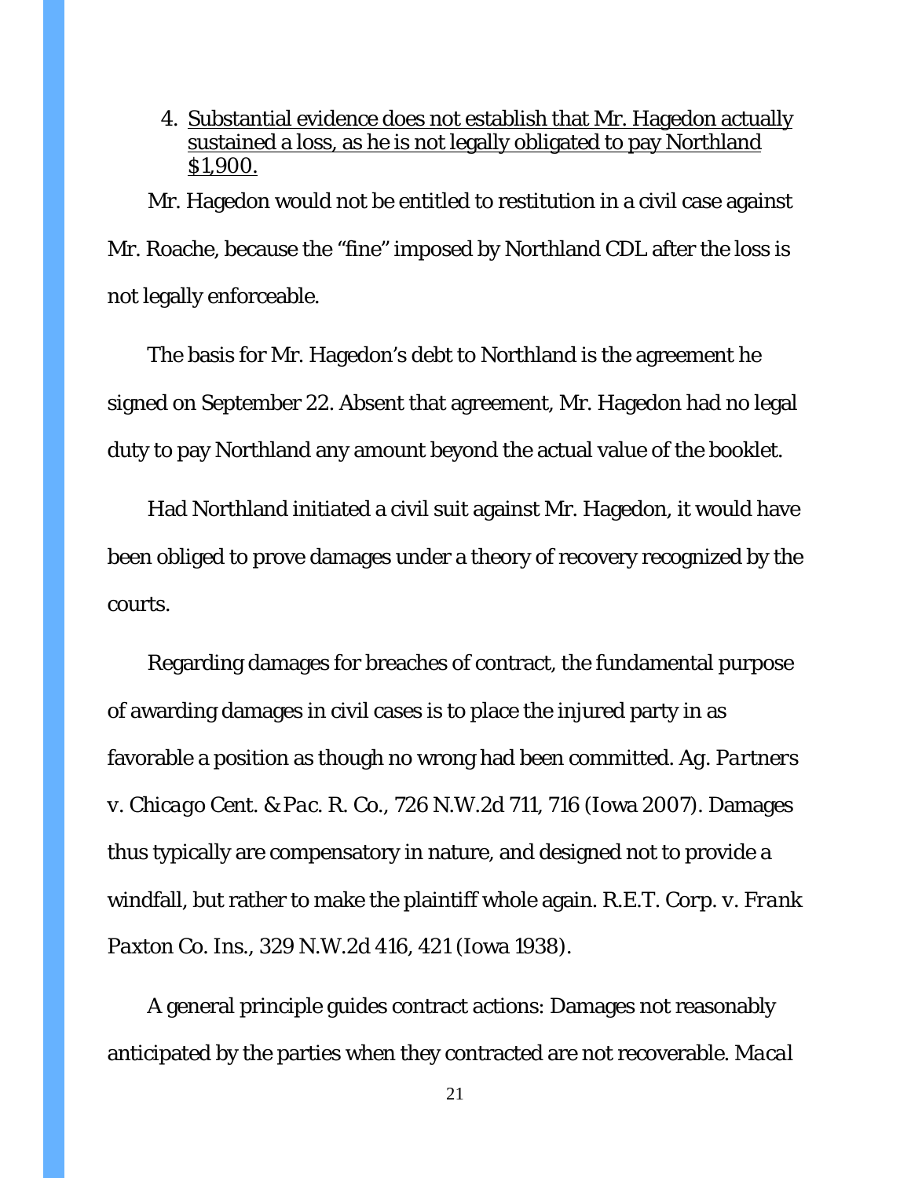4. <u>Substantial evidence does not establish that Mr. Hagedon actually sustained a loss, as he is not legally obligated to pay Northland $1,900.</u>

Mr. Hagedon would not be entitled to restitution in a civil case against Mr. Roache, because the "fine" imposed by Northland CDL after the loss is not legally enforceable.

The basis for Mr. Hagedon's debt to Northland is the agreement he signed on September 22. Absent that agreement, Mr. Hagedon had no legal duty to pay Northland any amount beyond the actual value of the booklet.

Had Northland initiated a civil suit against Mr. Hagedon, it would have been obliged to prove damages under a theory of recovery recognized by the courts.

Regarding damages for breaches of contract, the fundamental purpose of awarding damages in civil cases is to place the injured party in as favorable a position as though no wrong had been committed. *Ag. Partners v. Chicago Cent. & Pac. R. Co.*, 726 N.W.2d 711, 716 (Iowa 2007). Damages thus typically are compensatory in nature, and designed not to provide a windfall, but rather to make the plaintiff whole again. *R.E.T. Corp. v. Frank Paxton Co. Ins.*, 329 N.W.2d 416, 421 (Iowa 1938).

A general principle guides contract actions: Damages not reasonably anticipated by the parties when they contracted are not recoverable. *Macal*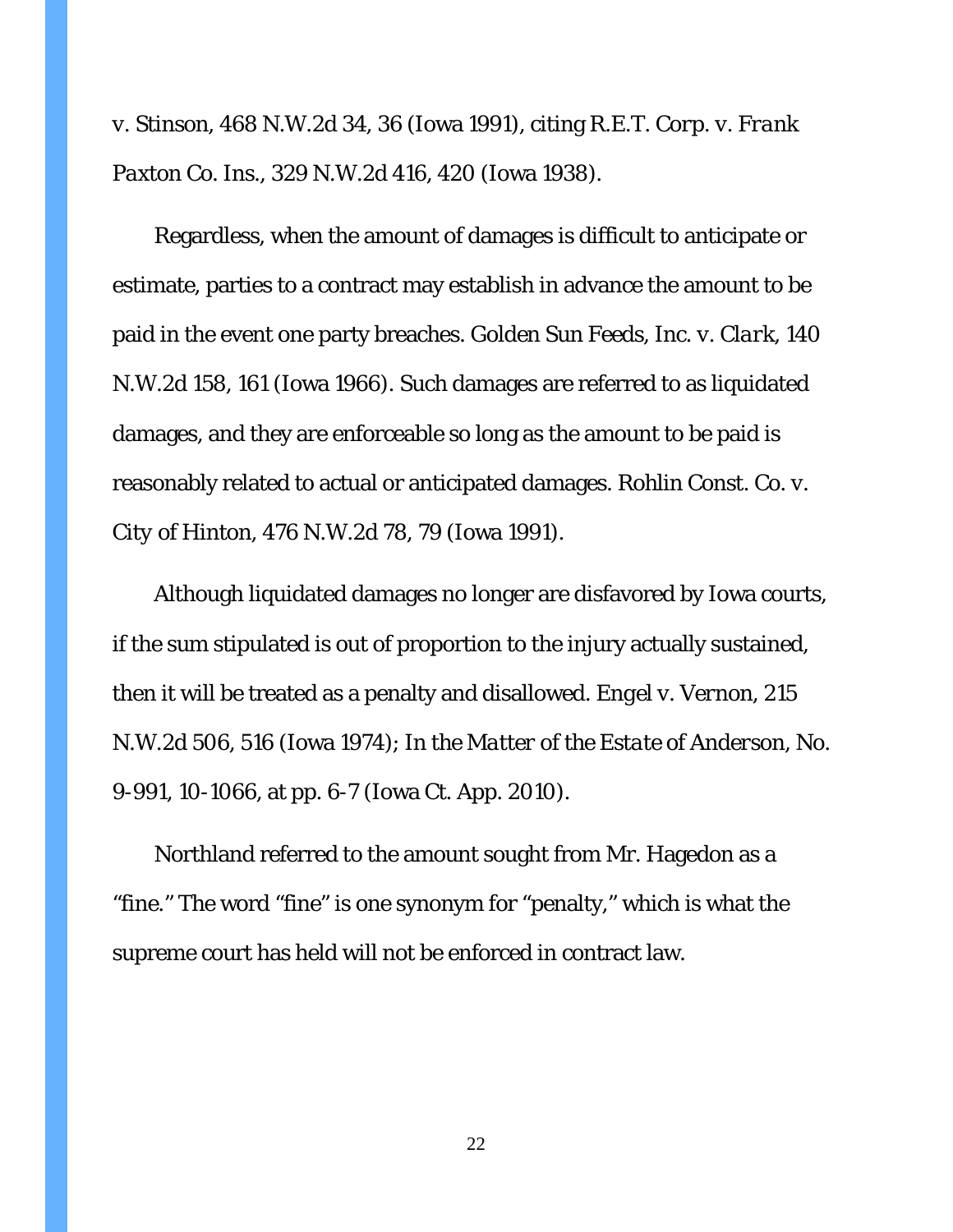*v. Stinson*, 468 N.W.2d 34, 36 (Iowa 1991), citing *R.E.T. Corp. v. Frank Paxton Co. Ins.*, 329 N.W.2d 416, 420 (Iowa 1938).

Regardless, when the amount of damages is difficult to anticipate or estimate, parties to a contract may establish in advance the amount to be paid in the event one party breaches. *Golden Sun Feeds, Inc. v. Clark*, 140 N.W.2d 158, 161 (Iowa 1966). Such damages are referred to as liquidated damages, and they are enforceable so long as the amount to be paid is reasonably related to actual or anticipated damages. *Rohlin Const. Co. v. City of Hinton*, 476 N.W.2d 78, 79 (Iowa 1991).

Although liquidated damages no longer are disfavored by Iowa courts, if the sum stipulated is out of proportion to the injury actually sustained, then it will be treated as a penalty and disallowed. *Engel v. Vernon*, 215 N.W.2d 506, 516 (Iowa 1974); *In the Matter of the Estate of Anderson*, No. 9-991, 10-1066, at pp. 6-7 (Iowa Ct. App. 2010).

Northland referred to the amount sought from Mr. Hagedon as a "fine." The word "fine" is one synonym for "penalty," which is what the supreme court has held will not be enforced in contract law.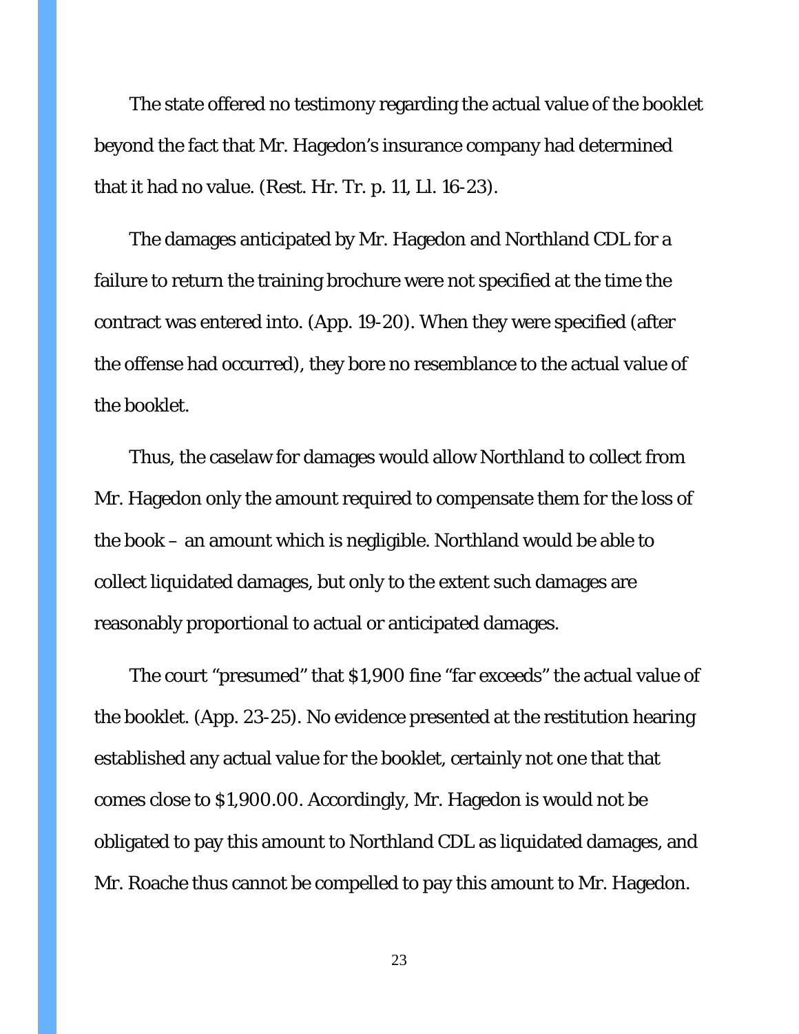The state offered no testimony regarding the actual value of the booklet beyond the fact that Mr. Hagedon's insurance company had determined that it had no value. (Rest. Hr. Tr. p. 11, Ll. 16-23).

The damages anticipated by Mr. Hagedon and Northland CDL for a failure to return the training brochure were not specified at the time the contract was entered into. (App. 19-20). When they were specified (after the offense had occurred), they bore no resemblance to the actual value of the booklet.

Thus, the caselaw for damages would allow Northland to collect from Mr. Hagedon only the amount required to compensate them for the loss of the book – an amount which is negligible. Northland would be able to collect liquidated damages, but only to the extent such damages are reasonably proportional to actual or anticipated damages.

The court "presumed" that $1,900 fine "far exceeds" the actual value of the booklet. (App. 23-25). No evidence presented at the restitution hearing established any actual value for the booklet, certainly not one that that comes close to $1,900.00. Accordingly, Mr. Hagedon is would not be obligated to pay this amount to Northland CDL as liquidated damages, and Mr. Roache thus cannot be compelled to pay this amount to Mr. Hagedon.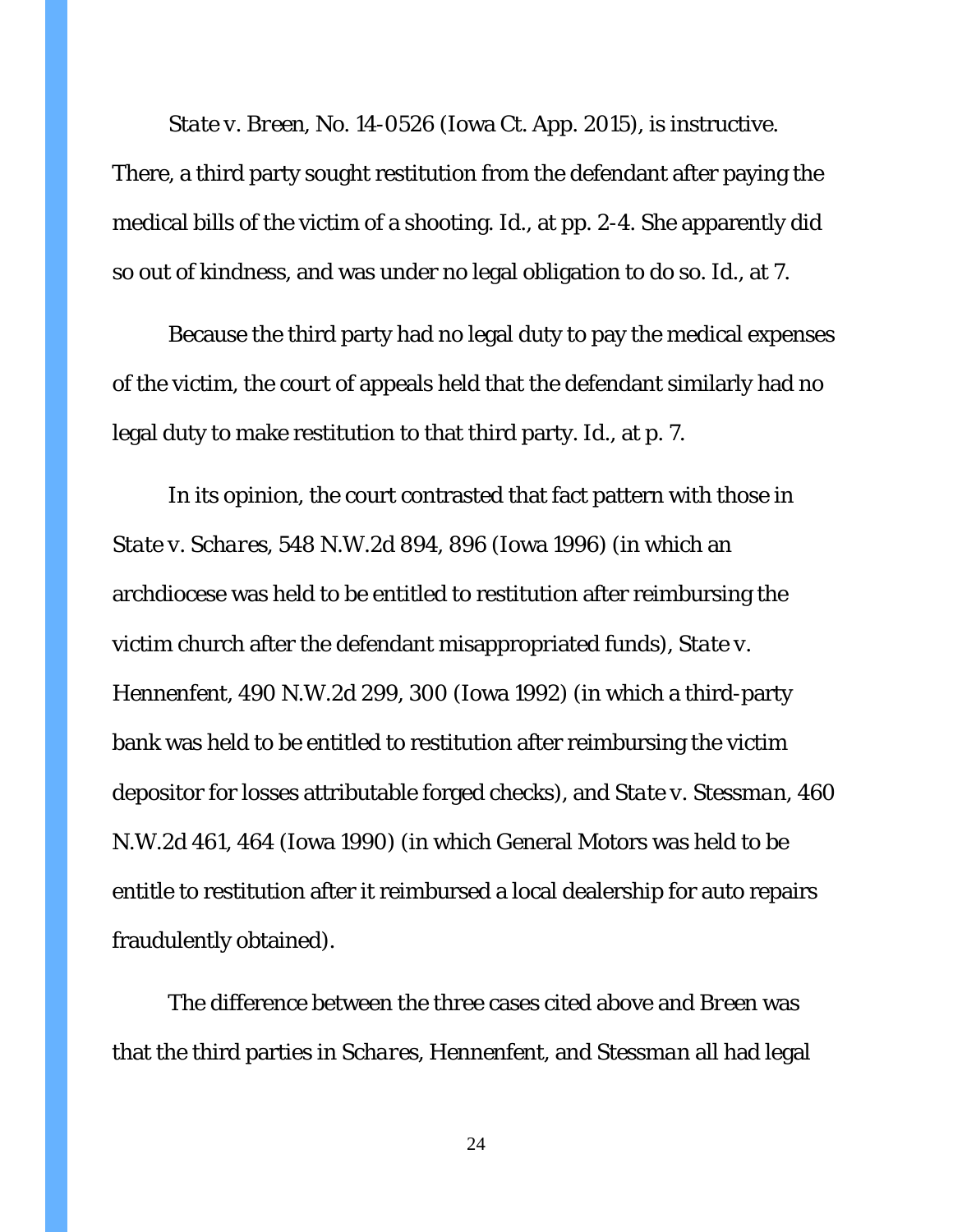*State v. Breen*, No. 14-0526 (Iowa Ct. App. 2015), is instructive. There, a third party sought restitution from the defendant after paying the medical bills of the victim of a shooting. *Id.*, at pp. 2-4. She apparently did so out of kindness, and was under no legal obligation to do so. *Id.*, at 7.

Because the third party had no legal duty to pay the medical expenses of the victim, the court of appeals held that the defendant similarly had no legal duty to make restitution to that third party. *Id.*, at p. 7.

In its opinion, the court contrasted that fact pattern with those in *State v. Schares*, 548 N.W.2d 894, 896 (Iowa 1996) (in which an archdiocese was held to be entitled to restitution after reimbursing the victim church after the defendant misappropriated funds), *State v. Hennenfent*, 490 N.W.2d 299, 300 (Iowa 1992) (in which a third-party bank was held to be entitled to restitution after reimbursing the victim depositor for losses attributable forged checks), and *State v. Stessman*, 460 N.W.2d 461, 464 (Iowa 1990) (in which General Motors was held to be entitle to restitution after it reimbursed a local dealership for auto repairs fraudulently obtained).

The difference between the three cases cited above and *Breen* was that the third parties in *Schares*, *Hennenfent*, and *Stessman* all had legal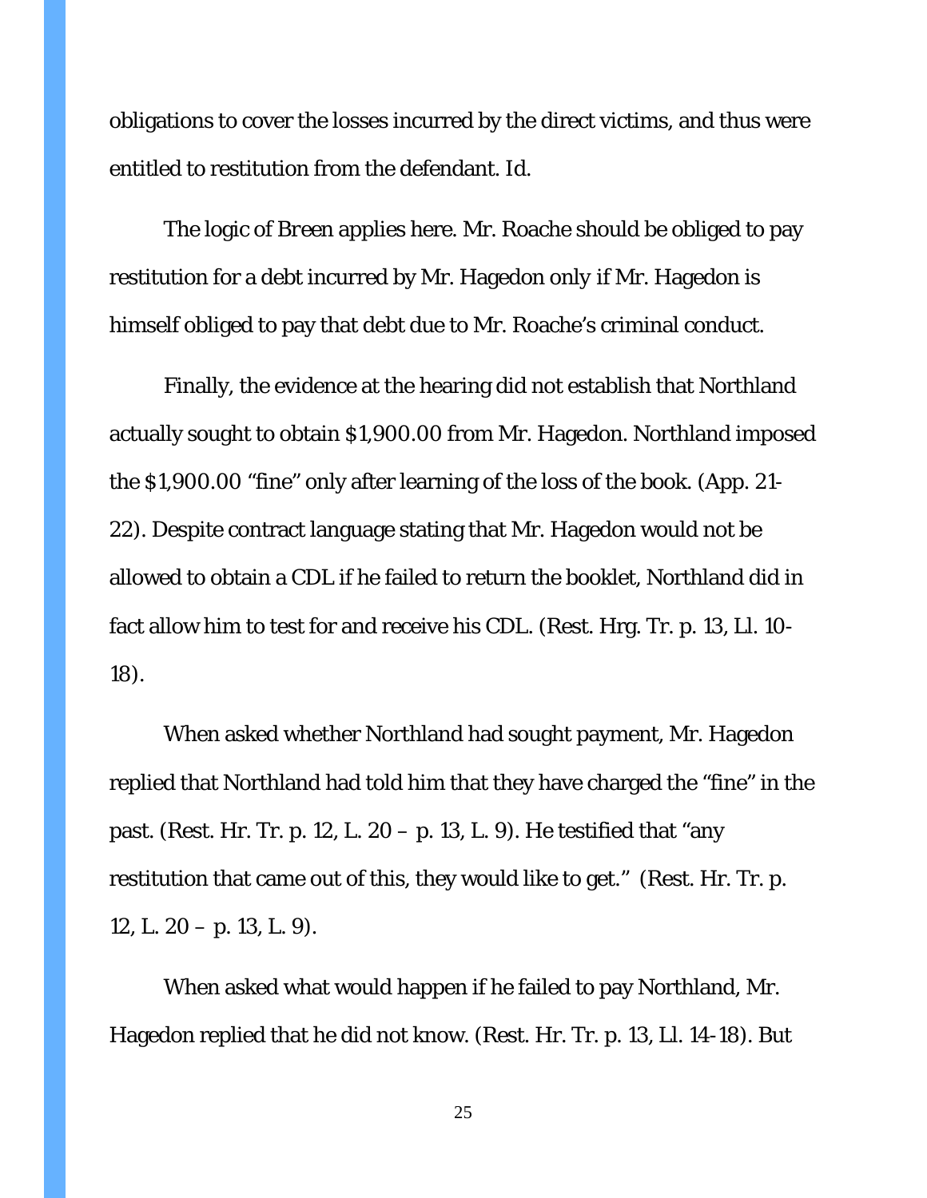obligations to cover the losses incurred by the direct victims, and thus were entitled to restitution from the defendant. Id.

The logic of *Breen* applies here. Mr. Roache should be obliged to pay restitution for a debt incurred by Mr. Hagedon only if Mr. Hagedon is himself obliged to pay that debt due to Mr. Roache's criminal conduct.

Finally, the evidence at the hearing did not establish that Northland actually sought to obtain $1,900.00 from Mr. Hagedon. Northland imposed the $1,900.00 "fine" only after learning of the loss of the book. (App. 21-22). Despite contract language stating that Mr. Hagedon would not be allowed to obtain a CDL if he failed to return the booklet, Northland did in fact allow him to test for and receive his CDL. (Rest. Hrg. Tr. p. 13, Ll. 10-18).

When asked whether Northland had sought payment, Mr. Hagedon replied that Northland had told him that they have charged the "fine" in the past. (Rest. Hr. Tr. p. 12, L. 20 – p. 13, L. 9). He testified that "any restitution that came out of this, they would like to get." (Rest. Hr. Tr. p. 12, L. 20 – p. 13, L. 9).

When asked what would happen if he failed to pay Northland, Mr. Hagedon replied that he did not know. (Rest. Hr. Tr. p. 13, Ll. 14-18). But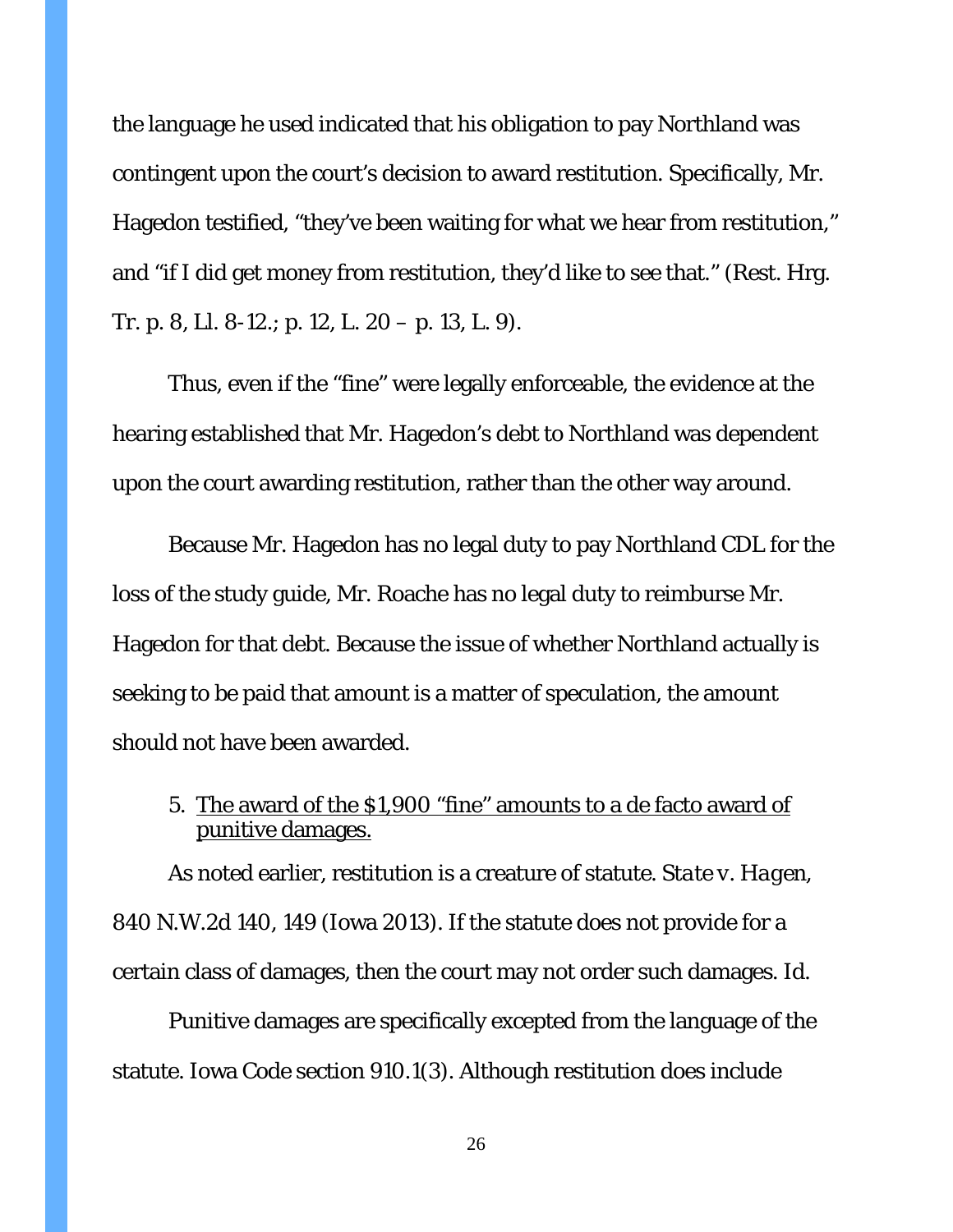the language he used indicated that his obligation to pay Northland was contingent upon the court's decision to award restitution. Specifically, Mr. Hagedon testified, "they've been waiting for what we hear from restitution," and "if I did get money from restitution, they'd like to see that." (Rest. Hrg. Tr. p. 8, Ll. 8-12.; p. 12, L. 20 – p. 13, L. 9).

Thus, even if the "fine" were legally enforceable, the evidence at the hearing established that Mr. Hagedon's debt to Northland was dependent upon the court awarding restitution, rather than the other way around.

Because Mr. Hagedon has no legal duty to pay Northland CDL for the loss of the study guide, Mr. Roache has no legal duty to reimburse Mr. Hagedon for that debt. Because the issue of whether Northland actually is seeking to be paid that amount is a matter of speculation, the amount should not have been awarded.

5. <u>The award of the $1,900 "fine" amounts to a de facto award of punitive damages.</u>

As noted earlier, restitution is a creature of statute. *State v. Hagen*, 840 N.W.2d 140, 149 (Iowa 2013). If the statute does not provide for a certain class of damages, then the court may not order such damages. *Id.*

Punitive damages are specifically excepted from the language of the statute. Iowa Code section 910.1(3). Although restitution does include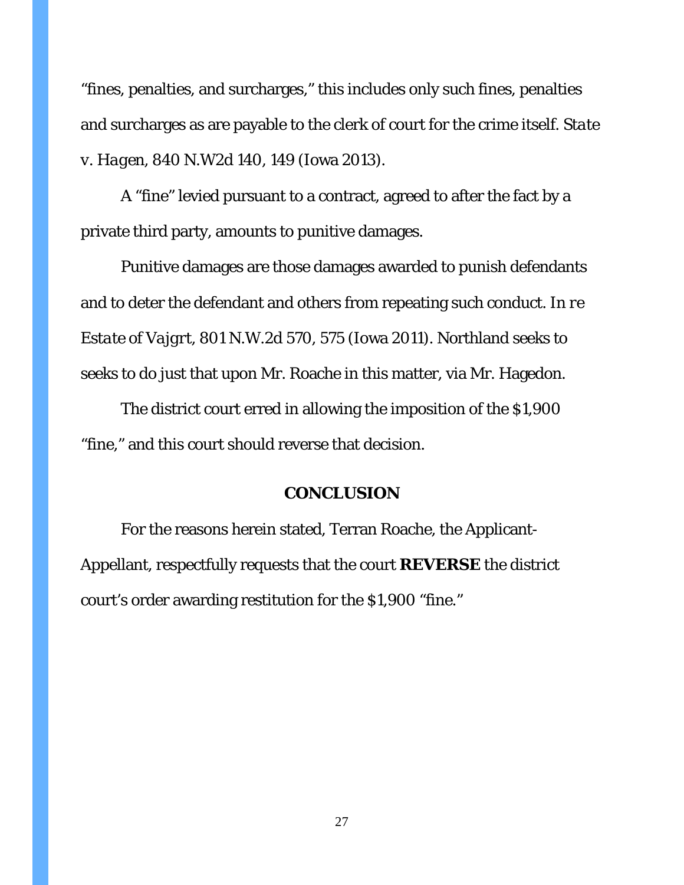"fines, penalties, and surcharges," this includes only such fines, penalties and surcharges as are payable to the clerk of court for the crime itself. *State v. Hagen*, 840 N.W2d 140, 149 (Iowa 2013).

A "fine" levied pursuant to a contract, agreed to after the fact by a private third party, amounts to punitive damages.

Punitive damages are those damages awarded to punish defendants and to deter the defendant and others from repeating such conduct. *In re Estate of Vajgrt*, 801 N.W.2d 570, 575 (Iowa 2011). Northland seeks to seeks to do just that upon Mr. Roache in this matter, via Mr. Hagedon.

The district court erred in allowing the imposition of the $1,900 "fine," and this court should reverse that decision.

## CONCLUSION

For the reasons herein stated, Terran Roache, the Applicant-Appellant, respectfully requests that the court **REVERSE** the district court's order awarding restitution for the $1,900 "fine."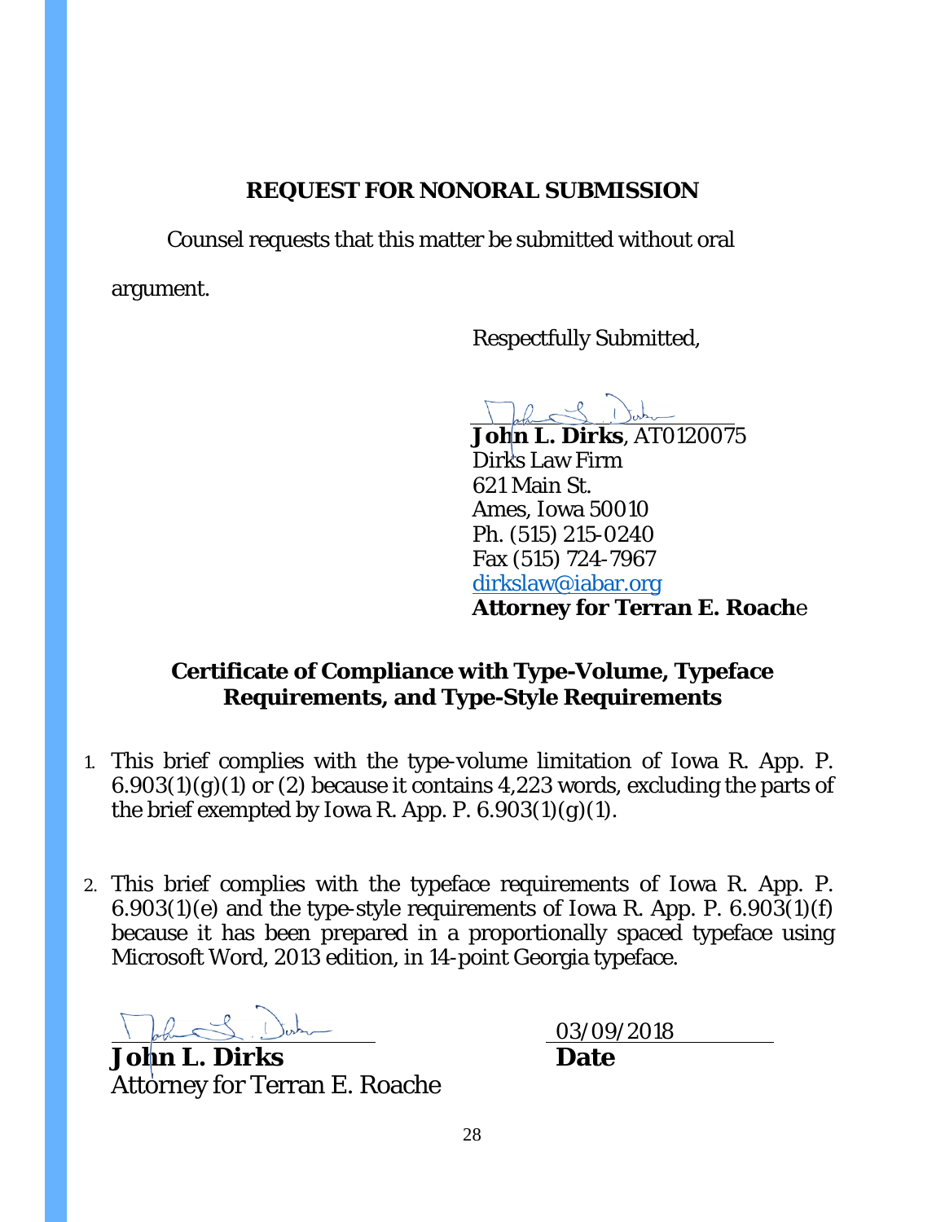## REQUEST FOR NONORAL SUBMISSION

Counsel requests that this matter be submitted without oral argument.

Respectfully Submitted,

**John L. Dirks**, AT0120075
Dirks Law Firm
621 Main St.
Ames, Iowa 50010
Ph. (515) 215-0240
Fax (515) 724-7967
dirkslaw@iabar.org
**Attorney for Terran E. Roache**

## Certificate of Compliance with Type-Volume, Typeface Requirements, and Type-Style Requirements

1. This brief complies with the type-volume limitation of Iowa R. App. P. 6.903(1)(g)(1) or (2) because it contains 4,223 words, excluding the parts of the brief exempted by Iowa R. App. P. 6.903(1)(g)(1).

2. This brief complies with the typeface requirements of Iowa R. App. P. 6.903(1)(e) and the type-style requirements of Iowa R. App. P. 6.903(1)(f) because it has been prepared in a proportionally spaced typeface using Microsoft Word, 2013 edition, in 14-point Georgia typeface.

**John L. Dirks**
Attorney for Terran E. Roache

03/09/2018
**Date**